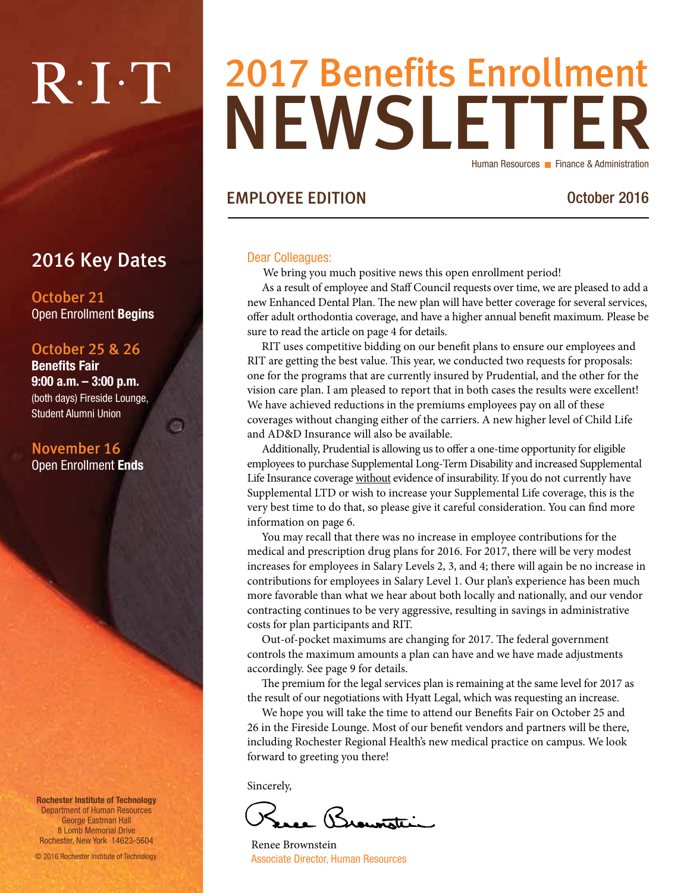# 2017 Benefits Enrollment NEWSLETTER

Human Resources ■ Finance & Administration

## EMPLOYEE EDITION

October 2016

R·I·T

## 2016 Key Dates

**October 21**
Open Enrollment **Begins**

**October 25 & 26**
**Benefits Fair**
**9:00 a.m. – 3:00 p.m.**
(both days) Fireside Lounge, Student Alumni Union

**November 16**
Open Enrollment **Ends**

Dear Colleagues:

We bring you much positive news this open enrollment period!

As a result of employee and Staff Council requests over time, we are pleased to add a new Enhanced Dental Plan. The new plan will have better coverage for several services, offer adult orthodontia coverage, and have a higher annual benefit maximum. Please be sure to read the article on page 4 for details.

RIT uses competitive bidding on our benefit plans to ensure our employees and RIT are getting the best value. This year, we conducted two requests for proposals: one for the programs that are currently insured by Prudential, and the other for the vision care plan. I am pleased to report that in both cases the results were excellent! We have achieved reductions in the premiums employees pay on all of these coverages without changing either of the carriers. A new higher level of Child Life and AD&D Insurance will also be available.

Additionally, Prudential is allowing us to offer a one-time opportunity for eligible employees to purchase Supplemental Long-Term Disability and increased Supplemental Life Insurance coverage without evidence of insurability. If you do not currently have Supplemental LTD or wish to increase your Supplemental Life coverage, this is the very best time to do that, so please give it careful consideration. You can find more information on page 6.

You may recall that there was no increase in employee contributions for the medical and prescription drug plans for 2016. For 2017, there will be very modest increases for employees in Salary Levels 2, 3, and 4; there will again be no increase in contributions for employees in Salary Level 1. Our plan's experience has been much more favorable than what we hear about both locally and nationally, and our vendor contracting continues to be very aggressive, resulting in savings in administrative costs for plan participants and RIT.

Out-of-pocket maximums are changing for 2017. The federal government controls the maximum amounts a plan can have and we have made adjustments accordingly. See page 9 for details.

The premium for the legal services plan is remaining at the same level for 2017 as the result of our negotiations with Hyatt Legal, which was requesting an increase.

We hope you will take the time to attend our Benefits Fair on October 25 and 26 in the Fireside Lounge. Most of our benefit vendors and partners will be there, including Rochester Regional Health's new medical practice on campus. We look forward to greeting you there!

Sincerely,

Renee Brownstein
Associate Director, Human Resources

**Rochester Institute of Technology**
Department of Human Resources
George Eastman Hall
8 Lomb Memorial Drive
Rochester, New York 14623-5604

© 2016 Rochester Institute of Technology.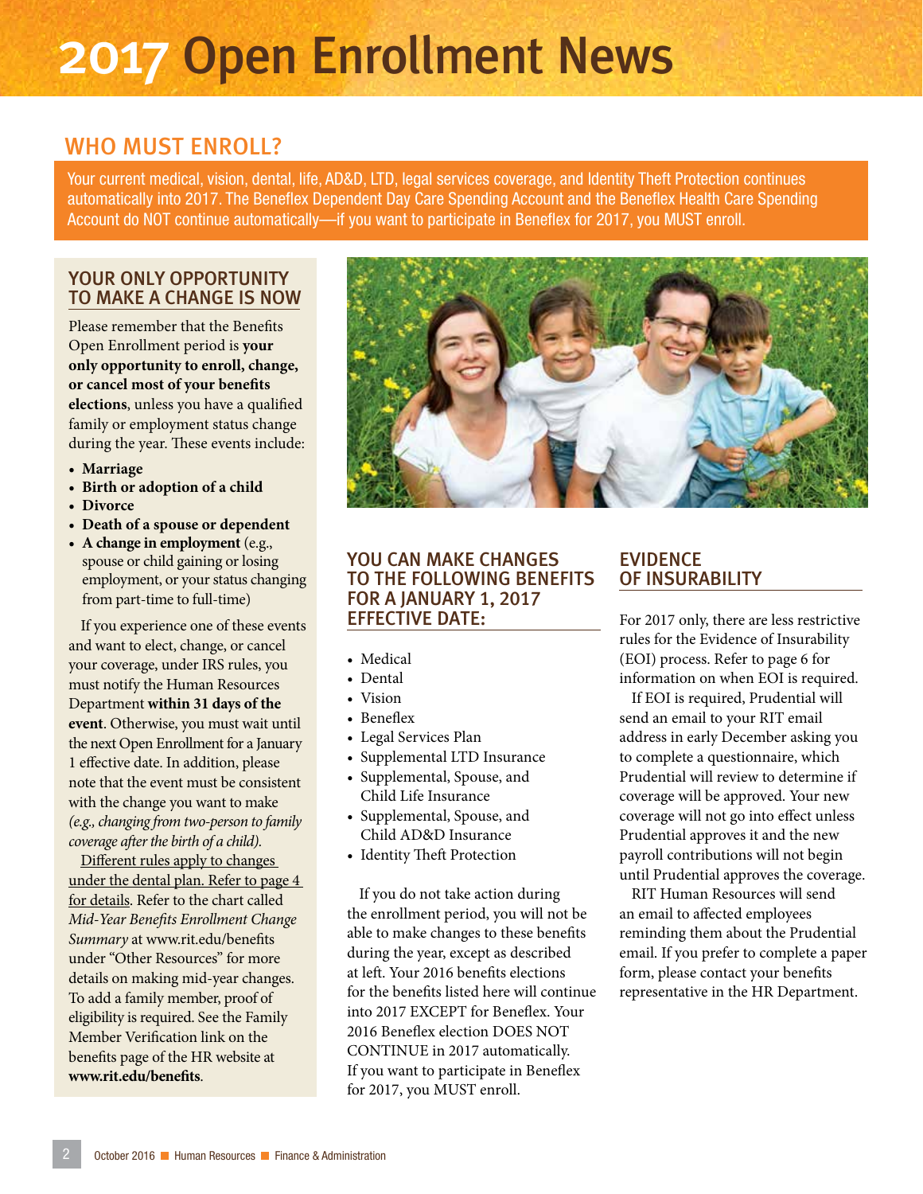# 2017 Open Enrollment News

## WHO MUST ENROLL?

Your current medical, vision, dental, life, AD&D, LTD, legal services coverage, and Identity Theft Protection continues automatically into 2017. The Beneflex Dependent Day Care Spending Account and the Beneflex Health Care Spending Account do NOT continue automatically—if you want to participate in Beneflex for 2017, you MUST enroll.

### YOUR ONLY OPPORTUNITY TO MAKE A CHANGE IS NOW

Please remember that the Benefits Open Enrollment period is **your only opportunity to enroll, change, or cancel most of your benefits elections**, unless you have a qualified family or employment status change during the year. These events include:

- **Marriage**
- **Birth or adoption of a child**
- **Divorce**
- **Death of a spouse or dependent**
- **A change in employment** (e.g., spouse or child gaining or losing employment, or your status changing from part-time to full-time)

If you experience one of these events and want to elect, change, or cancel your coverage, under IRS rules, you must notify the Human Resources Department **within 31 days of the event**. Otherwise, you must wait until the next Open Enrollment for a January 1 effective date. In addition, please note that the event must be consistent with the change you want to make *(e.g., changing from two-person to family coverage after the birth of a child).*

Different rules apply to changes under the dental plan. Refer to page 4 for details. Refer to the chart called *Mid-Year Benefits Enrollment Change Summary* at www.rit.edu/benefits under "Other Resources" for more details on making mid-year changes. To add a family member, proof of eligibility is required. See the Family Member Verification link on the benefits page of the HR website at **www.rit.edu/benefits**.

### YOU CAN MAKE CHANGES TO THE FOLLOWING BENEFITS FOR A JANUARY 1, 2017 EFFECTIVE DATE:

- Medical
- Dental
- Vision
- Beneflex
- Legal Services Plan
- Supplemental LTD Insurance
- Supplemental, Spouse, and Child Life Insurance
- Supplemental, Spouse, and Child AD&D Insurance
- Identity Theft Protection

If you do not take action during the enrollment period, you will not be able to make changes to these benefits during the year, except as described at left. Your 2016 benefits elections for the benefits listed here will continue into 2017 EXCEPT for Beneflex. Your 2016 Beneflex election DOES NOT CONTINUE in 2017 automatically. If you want to participate in Beneflex for 2017, you MUST enroll.

### EVIDENCE OF INSURABILITY

For 2017 only, there are less restrictive rules for the Evidence of Insurability (EOI) process. Refer to page 6 for information on when EOI is required.

If EOI is required, Prudential will send an email to your RIT email address in early December asking you to complete a questionnaire, which Prudential will review to determine if coverage will be approved. Your new coverage will not go into effect unless Prudential approves it and the new payroll contributions will not begin until Prudential approves the coverage.

RIT Human Resources will send an email to affected employees reminding them about the Prudential email. If you prefer to complete a paper form, please contact your benefits representative in the HR Department.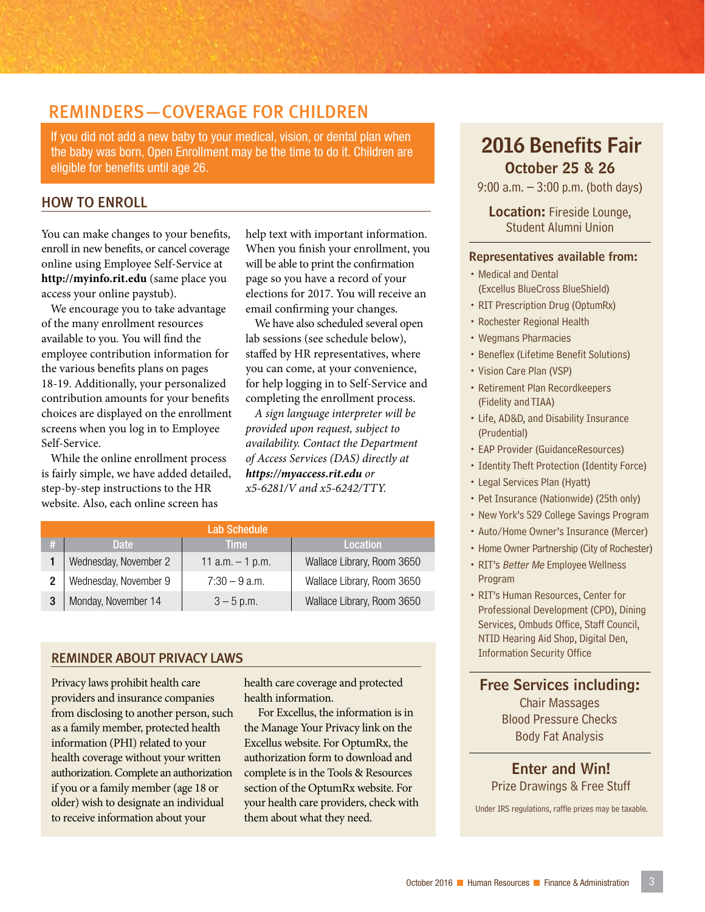## REMINDERS—COVERAGE FOR CHILDREN

If you did not add a new baby to your medical, vision, or dental plan when the baby was born, Open Enrollment may be the time to do it. Children are eligible for benefits until age 26.

### HOW TO ENROLL

You can make changes to your benefits, enroll in new benefits, or cancel coverage online using Employee Self-Service at **http://myinfo.rit.edu** (same place you access your online paystub).

We encourage you to take advantage of the many enrollment resources available to you. You will find the employee contribution information for the various benefits plans on pages 18-19. Additionally, your personalized contribution amounts for your benefits choices are displayed on the enrollment screens when you log in to Employee Self-Service.

While the online enrollment process is fairly simple, we have added detailed, step-by-step instructions to the HR website. Also, each online screen has help text with important information. When you finish your enrollment, you will be able to print the confirmation page so you have a record of your elections for 2017. You will receive an email confirming your changes.

We have also scheduled several open lab sessions (see schedule below), staffed by HR representatives, where you can come, at your convenience, for help logging in to Self-Service and completing the enrollment process.

*A sign language interpreter will be provided upon request, subject to availability. Contact the Department of Access Services (DAS) directly at **https://myaccess.rit.edu** or x5-6281/V and x5-6242/TTY.*

**Lab Schedule**

| # | Date | Time | Location |
|---|---|---|---|
| 1 | Wednesday, November 2 | 11 a.m. – 1 p.m. | Wallace Library, Room 3650 |
| 2 | Wednesday, November 9 | 7:30 – 9 a.m. | Wallace Library, Room 3650 |
| 3 | Monday, November 14 | 3 – 5 p.m. | Wallace Library, Room 3650 |

### REMINDER ABOUT PRIVACY LAWS

Privacy laws prohibit health care providers and insurance companies from disclosing to another person, such as a family member, protected health information (PHI) related to your health coverage without your written authorization. Complete an authorization if you or a family member (age 18 or older) wish to designate an individual to receive information about your health care coverage and protected health information.

For Excellus, the information is in the Manage Your Privacy link on the Excellus website. For OptumRx, the authorization form to download and complete is in the Tools & Resources section of the OptumRx website. For your health care providers, check with them about what they need.

## 2016 Benefits Fair

**October 25 & 26**

9:00 a.m. – 3:00 p.m. (both days)

**Location:** Fireside Lounge, Student Alumni Union

**Representatives available from:**

- Medical and Dental (Excellus BlueCross BlueShield)
- RIT Prescription Drug (OptumRx)
- Rochester Regional Health
- Wegmans Pharmacies
- Beneflex (Lifetime Benefit Solutions)
- Vision Care Plan (VSP)
- Retirement Plan Recordkeepers (Fidelity and TIAA)
- Life, AD&D, and Disability Insurance (Prudential)
- EAP Provider (GuidanceResources)
- Identity Theft Protection (Identity Force)
- Legal Services Plan (Hyatt)
- Pet Insurance (Nationwide) (25th only)
- New York's 529 College Savings Program
- Auto/Home Owner's Insurance (Mercer)
- Home Owner Partnership (City of Rochester)
- RIT's *Better Me* Employee Wellness Program
- RIT's Human Resources, Center for Professional Development (CPD), Dining Services, Ombuds Office, Staff Council, NTID Hearing Aid Shop, Digital Den, Information Security Office

**Free Services including:**

Chair Massages
Blood Pressure Checks
Body Fat Analysis

**Enter and Win!**

Prize Drawings & Free Stuff

Under IRS regulations, raffle prizes may be taxable.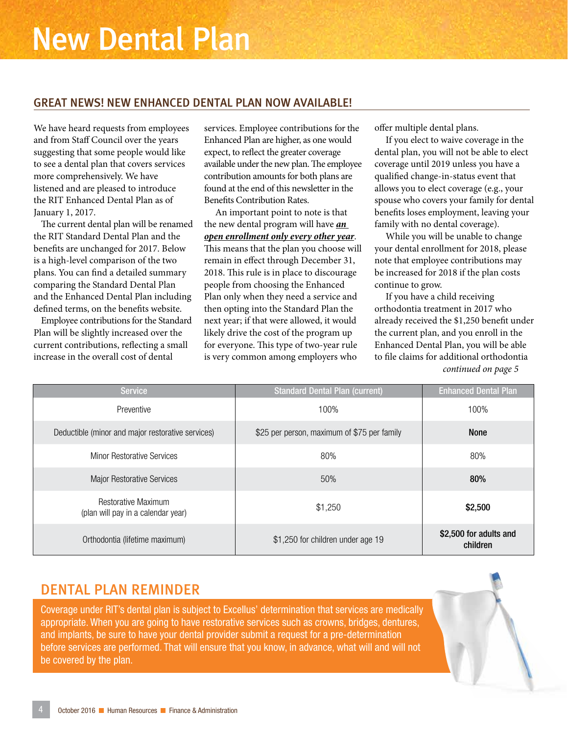# New Dental Plan

## GREAT NEWS! NEW ENHANCED DENTAL PLAN NOW AVAILABLE!

We have heard requests from employees and from Staff Council over the years suggesting that some people would like to see a dental plan that covers services more comprehensively. We have listened and are pleased to introduce the RIT Enhanced Dental Plan as of January 1, 2017.

The current dental plan will be renamed the RIT Standard Dental Plan and the benefits are unchanged for 2017. Below is a high-level comparison of the two plans. You can find a detailed summary comparing the Standard Dental Plan and the Enhanced Dental Plan including defined terms, on the benefits website.

Employee contributions for the Standard Plan will be slightly increased over the current contributions, reflecting a small increase in the overall cost of dental services. Employee contributions for the Enhanced Plan are higher, as one would expect, to reflect the greater coverage available under the new plan. The employee contribution amounts for both plans are found at the end of this newsletter in the Benefits Contribution Rates.

An important point to note is that the new dental program will have ***an open enrollment only every other year***. This means that the plan you choose will remain in effect through December 31, 2018. This rule is in place to discourage people from choosing the Enhanced Plan only when they need a service and then opting into the Standard Plan the next year; if that were allowed, it would likely drive the cost of the program up for everyone. This type of two-year rule is very common among employers who offer multiple dental plans.

If you elect to waive coverage in the dental plan, you will not be able to elect coverage until 2019 unless you have a qualified change-in-status event that allows you to elect coverage (e.g., your spouse who covers your family for dental benefits loses employment, leaving your family with no dental coverage).

While you will be unable to change your dental enrollment for 2018, please note that employee contributions may be increased for 2018 if the plan costs continue to grow.

If you have a child receiving orthodontia treatment in 2017 who already received the $1,250 benefit under the current plan, and you enroll in the Enhanced Dental Plan, you will be able to file claims for additional orthodontia

*continued on page 5*

| Service | Standard Dental Plan (current) | Enhanced Dental Plan |
|---|---|---|
| Preventive | 100% | 100% |
| Deductible (minor and major restorative services) | $25 per person, maximum of $75 per family | **None** |
| Minor Restorative Services | 80% | 80% |
| Major Restorative Services | 50% | **80%** |
| Restorative Maximum (plan will pay in a calendar year) | $1,250 | **$2,500** |
| Orthodontia (lifetime maximum) | $1,250 for children under age 19 | **$2,500 for adults and children** |

## DENTAL PLAN REMINDER

Coverage under RIT's dental plan is subject to Excellus' determination that services are medically appropriate. When you are going to have restorative services such as crowns, bridges, dentures, and implants, be sure to have your dental provider submit a request for a pre-determination before services are performed. That will ensure that you know, in advance, what will and will not be covered by the plan.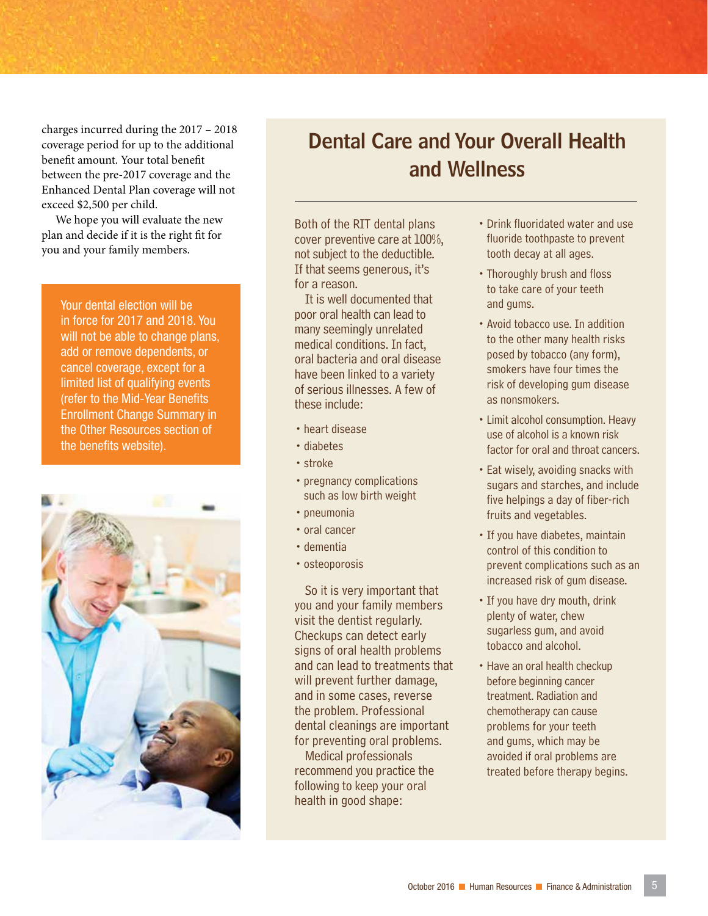charges incurred during the 2017 – 2018 coverage period for up to the additional benefit amount. Your total benefit between the pre-2017 coverage and the Enhanced Dental Plan coverage will not exceed $2,500 per child.

We hope you will evaluate the new plan and decide if it is the right fit for you and your family members.

Your dental election will be in force for 2017 and 2018. You will not be able to change plans, add or remove dependents, or cancel coverage, except for a limited list of qualifying events (refer to the Mid-Year Benefits Enrollment Change Summary in the Other Resources section of the benefits website).

## Dental Care and Your Overall Health and Wellness

Both of the RIT dental plans cover preventive care at 100%, not subject to the deductible. If that seems generous, it's for a reason.

It is well documented that poor oral health can lead to many seemingly unrelated medical conditions. In fact, oral bacteria and oral disease have been linked to a variety of serious illnesses. A few of these include:

- heart disease
- diabetes
- stroke
- pregnancy complications such as low birth weight
- pneumonia
- oral cancer
- dementia
- osteoporosis

So it is very important that you and your family members visit the dentist regularly. Checkups can detect early signs of oral health problems and can lead to treatments that will prevent further damage, and in some cases, reverse the problem. Professional dental cleanings are important for preventing oral problems.

Medical professionals recommend you practice the following to keep your oral health in good shape:

- Drink fluoridated water and use fluoride toothpaste to prevent tooth decay at all ages.
- Thoroughly brush and floss to take care of your teeth and gums.
- Avoid tobacco use. In addition to the other many health risks posed by tobacco (any form), smokers have four times the risk of developing gum disease as nonsmokers.
- Limit alcohol consumption. Heavy use of alcohol is a known risk factor for oral and throat cancers.
- Eat wisely, avoiding snacks with sugars and starches, and include five helpings a day of fiber-rich fruits and vegetables.
- If you have diabetes, maintain control of this condition to prevent complications such as an increased risk of gum disease.
- If you have dry mouth, drink plenty of water, chew sugarless gum, and avoid tobacco and alcohol.
- Have an oral health checkup before beginning cancer treatment. Radiation and chemotherapy can cause problems for your teeth and gums, which may be avoided if oral problems are treated before therapy begins.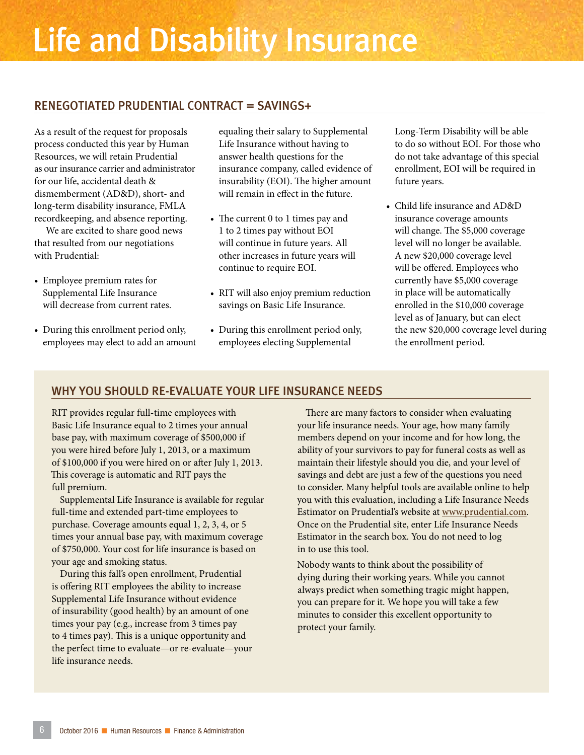# Life and Disability Insurance

## RENEGOTIATED PRUDENTIAL CONTRACT = SAVINGS+

As a result of the request for proposals process conducted this year by Human Resources, we will retain Prudential as our insurance carrier and administrator for our life, accidental death & dismemberment (AD&D), short- and long-term disability insurance, FMLA recordkeeping, and absence reporting.

We are excited to share good news that resulted from our negotiations with Prudential:

- Employee premium rates for Supplemental Life Insurance will decrease from current rates.
- During this enrollment period only, employees may elect to add an amount equaling their salary to Supplemental Life Insurance without having to answer health questions for the insurance company, called evidence of insurability (EOI). The higher amount will remain in effect in the future.
- The current 0 to 1 times pay and 1 to 2 times pay without EOI will continue in future years. All other increases in future years will continue to require EOI.
- RIT will also enjoy premium reduction savings on Basic Life Insurance.
- During this enrollment period only, employees electing Supplemental Long-Term Disability will be able to do so without EOI. For those who do not take advantage of this special enrollment, EOI will be required in future years.
- Child life insurance and AD&D insurance coverage amounts will change. The $5,000 coverage level will no longer be available. A new $20,000 coverage level will be offered. Employees who currently have $5,000 coverage in place will be automatically enrolled in the $10,000 coverage level as of January, but can elect the new $20,000 coverage level during the enrollment period.

## WHY YOU SHOULD RE-EVALUATE YOUR LIFE INSURANCE NEEDS

RIT provides regular full-time employees with Basic Life Insurance equal to 2 times your annual base pay, with maximum coverage of $500,000 if you were hired before July 1, 2013, or a maximum of $100,000 if you were hired on or after July 1, 2013. This coverage is automatic and RIT pays the full premium.

Supplemental Life Insurance is available for regular full-time and extended part-time employees to purchase. Coverage amounts equal 1, 2, 3, 4, or 5 times your annual base pay, with maximum coverage of $750,000. Your cost for life insurance is based on your age and smoking status.

During this fall's open enrollment, Prudential is offering RIT employees the ability to increase Supplemental Life Insurance without evidence of insurability (good health) by an amount of one times your pay (e.g., increase from 3 times pay to 4 times pay). This is a unique opportunity and the perfect time to evaluate—or re-evaluate—your life insurance needs.

There are many factors to consider when evaluating your life insurance needs. Your age, how many family members depend on your income and for how long, the ability of your survivors to pay for funeral costs as well as maintain their lifestyle should you die, and your level of savings and debt are just a few of the questions you need to consider. Many helpful tools are available online to help you with this evaluation, including a Life Insurance Needs Estimator on Prudential's website at www.prudential.com. Once on the Prudential site, enter Life Insurance Needs Estimator in the search box. You do not need to log in to use this tool.

Nobody wants to think about the possibility of dying during their working years. While you cannot always predict when something tragic might happen, you can prepare for it. We hope you will take a few minutes to consider this excellent opportunity to protect your family.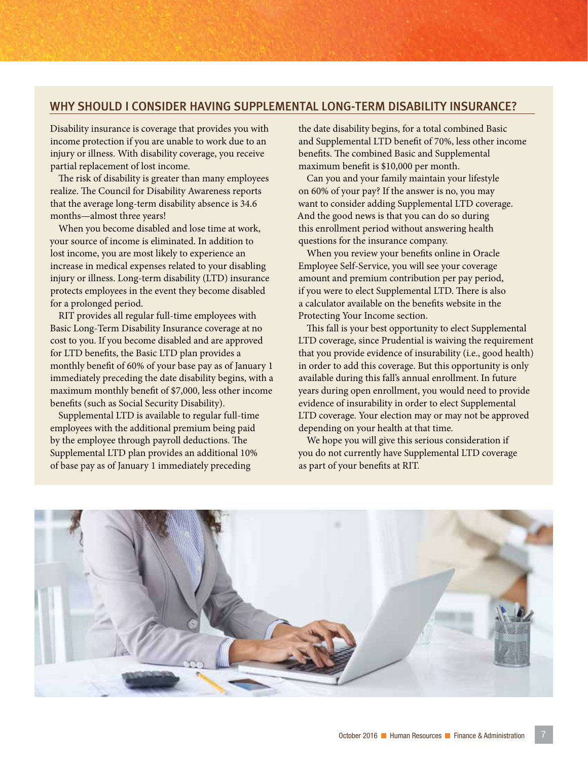## WHY SHOULD I CONSIDER HAVING SUPPLEMENTAL LONG-TERM DISABILITY INSURANCE?

Disability insurance is coverage that provides you with income protection if you are unable to work due to an injury or illness. With disability coverage, you receive partial replacement of lost income.

The risk of disability is greater than many employees realize. The Council for Disability Awareness reports that the average long-term disability absence is 34.6 months—almost three years!

When you become disabled and lose time at work, your source of income is eliminated. In addition to lost income, you are most likely to experience an increase in medical expenses related to your disabling injury or illness. Long-term disability (LTD) insurance protects employees in the event they become disabled for a prolonged period.

RIT provides all regular full-time employees with Basic Long-Term Disability Insurance coverage at no cost to you. If you become disabled and are approved for LTD benefits, the Basic LTD plan provides a monthly benefit of 60% of your base pay as of January 1 immediately preceding the date disability begins, with a maximum monthly benefit of $7,000, less other income benefits (such as Social Security Disability).

Supplemental LTD is available to regular full-time employees with the additional premium being paid by the employee through payroll deductions. The Supplemental LTD plan provides an additional 10% of base pay as of January 1 immediately preceding the date disability begins, for a total combined Basic and Supplemental LTD benefit of 70%, less other income benefits. The combined Basic and Supplemental maximum benefit is $10,000 per month.

Can you and your family maintain your lifestyle on 60% of your pay? If the answer is no, you may want to consider adding Supplemental LTD coverage. And the good news is that you can do so during this enrollment period without answering health questions for the insurance company.

When you review your benefits online in Oracle Employee Self-Service, you will see your coverage amount and premium contribution per pay period, if you were to elect Supplemental LTD. There is also a calculator available on the benefits website in the Protecting Your Income section.

This fall is your best opportunity to elect Supplemental LTD coverage, since Prudential is waiving the requirement that you provide evidence of insurability (i.e., good health) in order to add this coverage. But this opportunity is only available during this fall's annual enrollment. In future years during open enrollment, you would need to provide evidence of insurability in order to elect Supplemental LTD coverage. Your election may or may not be approved depending on your health at that time.

We hope you will give this serious consideration if you do not currently have Supplemental LTD coverage as part of your benefits at RIT.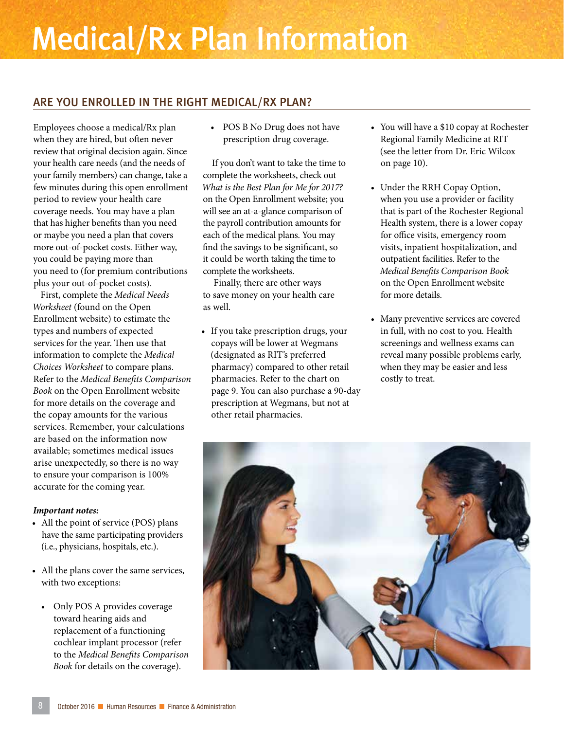# Medical/Rx Plan Information

## ARE YOU ENROLLED IN THE RIGHT MEDICAL/RX PLAN?

Employees choose a medical/Rx plan when they are hired, but often never review that original decision again. Since your health care needs (and the needs of your family members) can change, take a few minutes during this open enrollment period to review your health care coverage needs. You may have a plan that has higher benefits than you need or maybe you need a plan that covers more out-of-pocket costs. Either way, you could be paying more than you need to (for premium contributions plus your out-of-pocket costs).

First, complete the *Medical Needs Worksheet* (found on the Open Enrollment website) to estimate the types and numbers of expected services for the year. Then use that information to complete the *Medical Choices Worksheet* to compare plans. Refer to the *Medical Benefits Comparison Book* on the Open Enrollment website for more details on the coverage and the copay amounts for the various services. Remember, your calculations are based on the information now available; sometimes medical issues arise unexpectedly, so there is no way to ensure your comparison is 100% accurate for the coming year.

***Important notes:***

- All the point of service (POS) plans have the same participating providers (i.e., physicians, hospitals, etc.).
- All the plans cover the same services, with two exceptions:
  - Only POS A provides coverage toward hearing aids and replacement of a functioning cochlear implant processor (refer to the *Medical Benefits Comparison Book* for details on the coverage).
  - POS B No Drug does not have prescription drug coverage.

If you don't want to take the time to complete the worksheets, check out *What is the Best Plan for Me for 2017?* on the Open Enrollment website; you will see an at-a-glance comparison of the payroll contribution amounts for each of the medical plans. You may find the savings to be significant, so it could be worth taking the time to complete the worksheets.

Finally, there are other ways to save money on your health care as well.

- If you take prescription drugs, your copays will be lower at Wegmans (designated as RIT's preferred pharmacy) compared to other retail pharmacies. Refer to the chart on page 9. You can also purchase a 90-day prescription at Wegmans, but not at other retail pharmacies.
- You will have a $10 copay at Rochester Regional Family Medicine at RIT (see the letter from Dr. Eric Wilcox on page 10).
- Under the RRH Copay Option, when you use a provider or facility that is part of the Rochester Regional Health system, there is a lower copay for office visits, emergency room visits, inpatient hospitalization, and outpatient facilities. Refer to the *Medical Benefits Comparison Book* on the Open Enrollment website for more details.
- Many preventive services are covered in full, with no cost to you. Health screenings and wellness exams can reveal many possible problems early, when they may be easier and less costly to treat.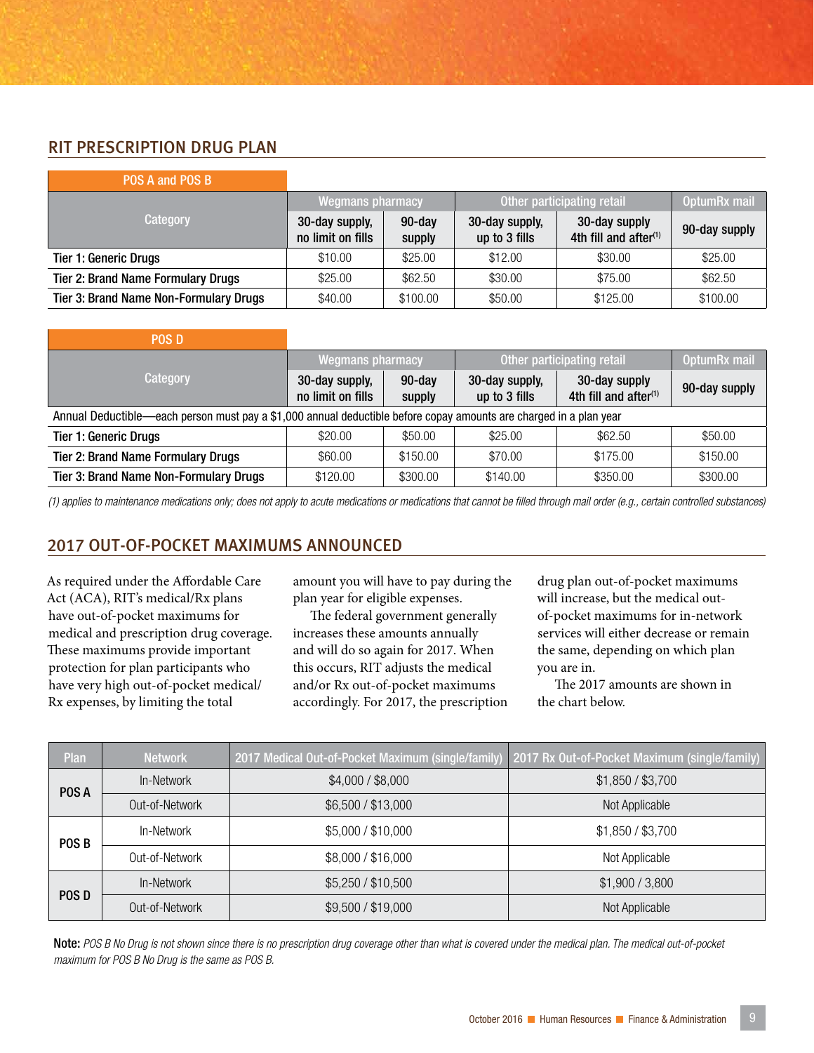## RIT PRESCRIPTION DRUG PLAN

| POS A and POS B | | | | | |
|---|---|---|---|---|---|
| Category | Wegmans pharmacy | | Other participating retail | | OptumRx mail |
| | 30-day supply, no limit on fills | 90-day supply | 30-day supply, up to 3 fills | 30-day supply 4th fill and after[1] | 90-day supply |
| Tier 1: Generic Drugs | $10.00 | $25.00 | $12.00 | $30.00 | $25.00 |
| Tier 2: Brand Name Formulary Drugs | $25.00 | $62.50 | $30.00 | $75.00 | $62.50 |
| Tier 3: Brand Name Non-Formulary Drugs | $40.00 | $100.00 | $50.00 | $125.00 | $100.00 |

| POS D | | | | | |
|---|---|---|---|---|---|
| Category | Wegmans pharmacy | | Other participating retail | | OptumRx mail |
| | 30-day supply, no limit on fills | 90-day supply | 30-day supply, up to 3 fills | 30-day supply 4th fill and after[1] | 90-day supply |
| Annual Deductible—each person must pay a $1,000 annual deductible before copay amounts are charged in a plan year | | | | | |
| Tier 1: Generic Drugs | $20.00 | $50.00 | $25.00 | $62.50 | $50.00 |
| Tier 2: Brand Name Formulary Drugs | $60.00 | $150.00 | $70.00 | $175.00 | $150.00 |
| Tier 3: Brand Name Non-Formulary Drugs | $120.00 | $300.00 | $140.00 | $350.00 | $300.00 |

*(1) applies to maintenance medications only; does not apply to acute medications or medications that cannot be filled through mail order (e.g., certain controlled substances)*

## 2017 OUT-OF-POCKET MAXIMUMS ANNOUNCED

As required under the Affordable Care Act (ACA), RIT's medical/Rx plans have out-of-pocket maximums for medical and prescription drug coverage. These maximums provide important protection for plan participants who have very high out-of-pocket medical/Rx expenses, by limiting the total amount you will have to pay during the plan year for eligible expenses.

The federal government generally increases these amounts annually and will do so again for 2017. When this occurs, RIT adjusts the medical and/or Rx out-of-pocket maximums accordingly. For 2017, the prescription drug plan out-of-pocket maximums will increase, but the medical out-of-pocket maximums for in-network services will either decrease or remain the same, depending on which plan you are in.

The 2017 amounts are shown in the chart below.

| Plan | Network | 2017 Medical Out-of-Pocket Maximum (single/family) | 2017 Rx Out-of-Pocket Maximum (single/family) |
|---|---|---|---|
| POS A | In-Network | $4,000 / $8,000 | $1,850 / $3,700 |
| | Out-of-Network | $6,500 / $13,000 | Not Applicable |
| POS B | In-Network | $5,000 / $10,000 | $1,850 / $3,700 |
| | Out-of-Network | $8,000 / $16,000 | Not Applicable |
| POS D | In-Network | $5,250 / $10,500 | $1,900 / 3,800 |
| | Out-of-Network | $9,500 / $19,000 | Not Applicable |

**Note:** *POS B No Drug is not shown since there is no prescription drug coverage other than what is covered under the medical plan. The medical out-of-pocket maximum for POS B No Drug is the same as POS B.*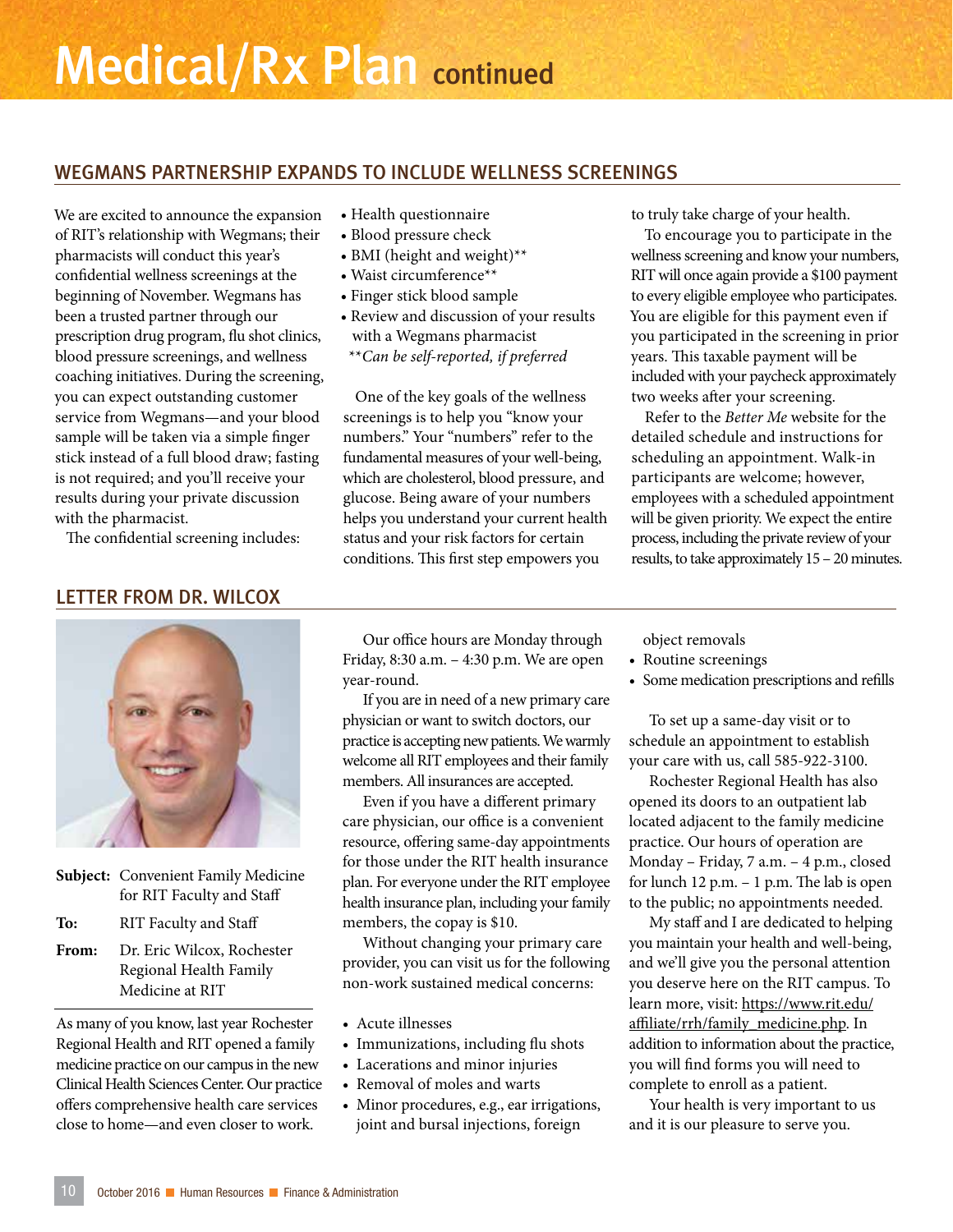# Medical/Rx Plan continued

## WEGMANS PARTNERSHIP EXPANDS TO INCLUDE WELLNESS SCREENINGS

We are excited to announce the expansion of RIT's relationship with Wegmans; their pharmacists will conduct this year's confidential wellness screenings at the beginning of November. Wegmans has been a trusted partner through our prescription drug program, flu shot clinics, blood pressure screenings, and wellness coaching initiatives. During the screening, you can expect outstanding customer service from Wegmans—and your blood sample will be taken via a simple finger stick instead of a full blood draw; fasting is not required; and you'll receive your results during your private discussion with the pharmacist.

The confidential screening includes:

- Health questionnaire
- Blood pressure check
- BMI (height and weight)**
- Waist circumference**
- Finger stick blood sample
- Review and discussion of your results with a Wegmans pharmacist

*\*\*Can be self-reported, if preferred*

One of the key goals of the wellness screenings is to help you "know your numbers." Your "numbers" refer to the fundamental measures of your well-being, which are cholesterol, blood pressure, and glucose. Being aware of your numbers helps you understand your current health status and your risk factors for certain conditions. This first step empowers you to truly take charge of your health.

To encourage you to participate in the wellness screening and know your numbers, RIT will once again provide a $100 payment to every eligible employee who participates. You are eligible for this payment even if you participated in the screening in prior years. This taxable payment will be included with your paycheck approximately two weeks after your screening.

Refer to the *Better Me* website for the detailed schedule and instructions for scheduling an appointment. Walk-in participants are welcome; however, employees with a scheduled appointment will be given priority. We expect the entire process, including the private review of your results, to take approximately 15 – 20 minutes.

## LETTER FROM DR. WILCOX

**Subject:** Convenient Family Medicine for RIT Faculty and Staff

**To:** RIT Faculty and Staff

**From:** Dr. Eric Wilcox, Rochester Regional Health Family Medicine at RIT

As many of you know, last year Rochester Regional Health and RIT opened a family medicine practice on our campus in the new Clinical Health Sciences Center. Our practice offers comprehensive health care services close to home—and even closer to work.

Our office hours are Monday through Friday, 8:30 a.m. – 4:30 p.m. We are open year-round.

If you are in need of a new primary care physician or want to switch doctors, our practice is accepting new patients. We warmly welcome all RIT employees and their family members. All insurances are accepted.

Even if you have a different primary care physician, our office is a convenient resource, offering same-day appointments for those under the RIT health insurance plan. For everyone under the RIT employee health insurance plan, including your family members, the copay is $10.

Without changing your primary care provider, you can visit us for the following non-work sustained medical concerns:

- Acute illnesses
- Immunizations, including flu shots
- Lacerations and minor injuries
- Removal of moles and warts
- Minor procedures, e.g., ear irrigations, joint and bursal injections, foreign object removals
- Routine screenings
- Some medication prescriptions and refills

To set up a same-day visit or to schedule an appointment to establish your care with us, call 585-922-3100.

Rochester Regional Health has also opened its doors to an outpatient lab located adjacent to the family medicine practice. Our hours of operation are Monday – Friday, 7 a.m. – 4 p.m., closed for lunch 12 p.m. – 1 p.m. The lab is open to the public; no appointments needed.

My staff and I are dedicated to helping you maintain your health and well-being, and we'll give you the personal attention you deserve here on the RIT campus. To learn more, visit: https://www.rit.edu/affiliate/rrh/family_medicine.php. In addition to information about the practice, you will find forms you will need to complete to enroll as a patient.

Your health is very important to us and it is our pleasure to serve you.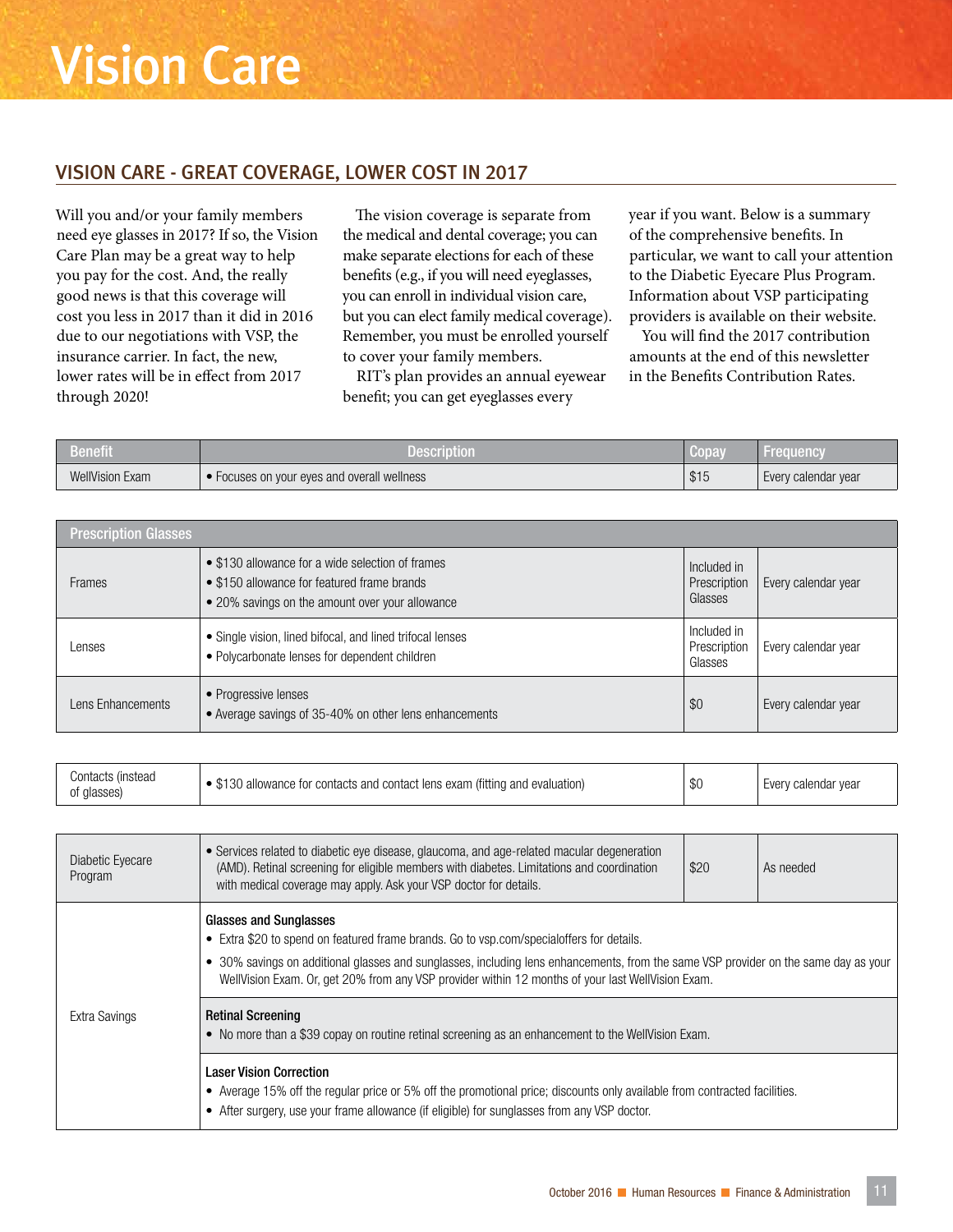# Vision Care

## VISION CARE - GREAT COVERAGE, LOWER COST IN 2017

Will you and/or your family members need eye glasses in 2017? If so, the Vision Care Plan may be a great way to help you pay for the cost. And, the really good news is that this coverage will cost you less in 2017 than it did in 2016 due to our negotiations with VSP, the insurance carrier. In fact, the new, lower rates will be in effect from 2017 through 2020!

The vision coverage is separate from the medical and dental coverage; you can make separate elections for each of these benefits (e.g., if you will need eyeglasses, you can enroll in individual vision care, but you can elect family medical coverage). Remember, you must be enrolled yourself to cover your family members.

RIT's plan provides an annual eyewear benefit; you can get eyeglasses every year if you want. Below is a summary of the comprehensive benefits. In particular, we want to call your attention to the Diabetic Eyecare Plus Program. Information about VSP participating providers is available on their website.

You will find the 2017 contribution amounts at the end of this newsletter in the Benefits Contribution Rates.

| Benefit | Description | Copay | Frequency |
|---|---|---|---|
| WellVision Exam | • Focuses on your eyes and overall wellness | $15 | Every calendar year |
| **Prescription Glasses** | | | |
| Frames | • $130 allowance for a wide selection of frames<br>• $150 allowance for featured frame brands<br>• 20% savings on the amount over your allowance | Included in Prescription Glasses | Every calendar year |
| Lenses | • Single vision, lined bifocal, and lined trifocal lenses<br>• Polycarbonate lenses for dependent children | Included in Prescription Glasses | Every calendar year |
| Lens Enhancements | • Progressive lenses<br>• Average savings of 35-40% on other lens enhancements | $0 | Every calendar year |
| Contacts (instead of glasses) | • $130 allowance for contacts and contact lens exam (fitting and evaluation) | $0 | Every calendar year |
| Diabetic Eyecare Program | • Services related to diabetic eye disease, glaucoma, and age-related macular degeneration (AMD). Retinal screening for eligible members with diabetes. Limitations and coordination with medical coverage may apply. Ask your VSP doctor for details. | $20 | As needed |
| Extra Savings | **Glasses and Sunglasses**<br>• Extra $20 to spend on featured frame brands. Go to vsp.com/specialoffers for details.<br>• 30% savings on additional glasses and sunglasses, including lens enhancements, from the same VSP provider on the same day as your WellVision Exam. Or, get 20% from any VSP provider within 12 months of your last WellVision Exam.<br>**Retinal Screening**<br>• No more than a $39 copay on routine retinal screening as an enhancement to the WellVision Exam.<br>**Laser Vision Correction**<br>• Average 15% off the regular price or 5% off the promotional price; discounts only available from contracted facilities.<br>• After surgery, use your frame allowance (if eligible) for sunglasses from any VSP doctor. | | |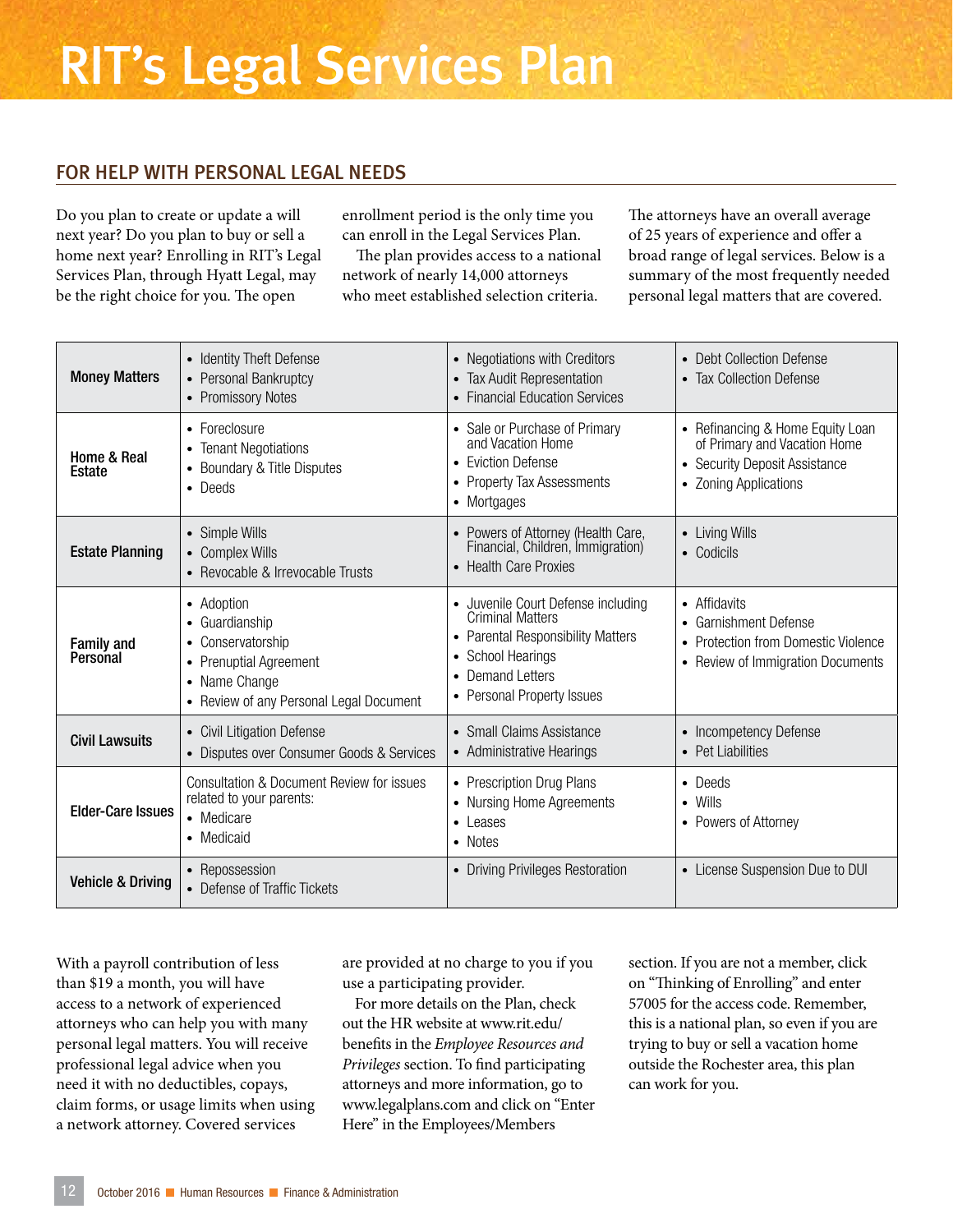# RIT's Legal Services Plan

## FOR HELP WITH PERSONAL LEGAL NEEDS

Do you plan to create or update a will next year? Do you plan to buy or sell a home next year? Enrolling in RIT's Legal Services Plan, through Hyatt Legal, may be the right choice for you. The open enrollment period is the only time you can enroll in the Legal Services Plan.

The plan provides access to a national network of nearly 14,000 attorneys who meet established selection criteria. The attorneys have an overall average of 25 years of experience and offer a broad range of legal services. Below is a summary of the most frequently needed personal legal matters that are covered.

| | | | |
|---|---|---|---|
| **Money Matters** | • Identity Theft Defense<br>• Personal Bankruptcy<br>• Promissory Notes | • Negotiations with Creditors<br>• Tax Audit Representation<br>• Financial Education Services | • Debt Collection Defense<br>• Tax Collection Defense |
| **Home & Real Estate** | • Foreclosure<br>• Tenant Negotiations<br>• Boundary & Title Disputes<br>• Deeds | • Sale or Purchase of Primary and Vacation Home<br>• Eviction Defense<br>• Property Tax Assessments<br>• Mortgages | • Refinancing & Home Equity Loan of Primary and Vacation Home<br>• Security Deposit Assistance<br>• Zoning Applications |
| **Estate Planning** | • Simple Wills<br>• Complex Wills<br>• Revocable & Irrevocable Trusts | • Powers of Attorney (Health Care, Financial, Children, Immigration)<br>• Health Care Proxies | • Living Wills<br>• Codicils |
| **Family and Personal** | • Adoption<br>• Guardianship<br>• Conservatorship<br>• Prenuptial Agreement<br>• Name Change<br>• Review of any Personal Legal Document | • Juvenile Court Defense including Criminal Matters<br>• Parental Responsibility Matters<br>• School Hearings<br>• Demand Letters<br>• Personal Property Issues | • Affidavits<br>• Garnishment Defense<br>• Protection from Domestic Violence<br>• Review of Immigration Documents |
| **Civil Lawsuits** | • Civil Litigation Defense<br>• Disputes over Consumer Goods & Services | • Small Claims Assistance<br>• Administrative Hearings | • Incompetency Defense<br>• Pet Liabilities |
| **Elder-Care Issues** | Consultation & Document Review for issues related to your parents:<br>• Medicare<br>• Medicaid | • Prescription Drug Plans<br>• Nursing Home Agreements<br>• Leases<br>• Notes | • Deeds<br>• Wills<br>• Powers of Attorney |
| **Vehicle & Driving** | • Repossession<br>• Defense of Traffic Tickets | • Driving Privileges Restoration | • License Suspension Due to DUI |

With a payroll contribution of less than $19 a month, you will have access to a network of experienced attorneys who can help you with many personal legal matters. You will receive professional legal advice when you need it with no deductibles, copays, claim forms, or usage limits when using a network attorney. Covered services are provided at no charge to you if you use a participating provider.

For more details on the Plan, check out the HR website at www.rit.edu/benefits in the *Employee Resources and Privileges* section. To find participating attorneys and more information, go to www.legalplans.com and click on "Enter Here" in the Employees/Members section. If you are not a member, click on "Thinking of Enrolling" and enter 57005 for the access code. Remember, this is a national plan, so even if you are trying to buy or sell a vacation home outside the Rochester area, this plan can work for you.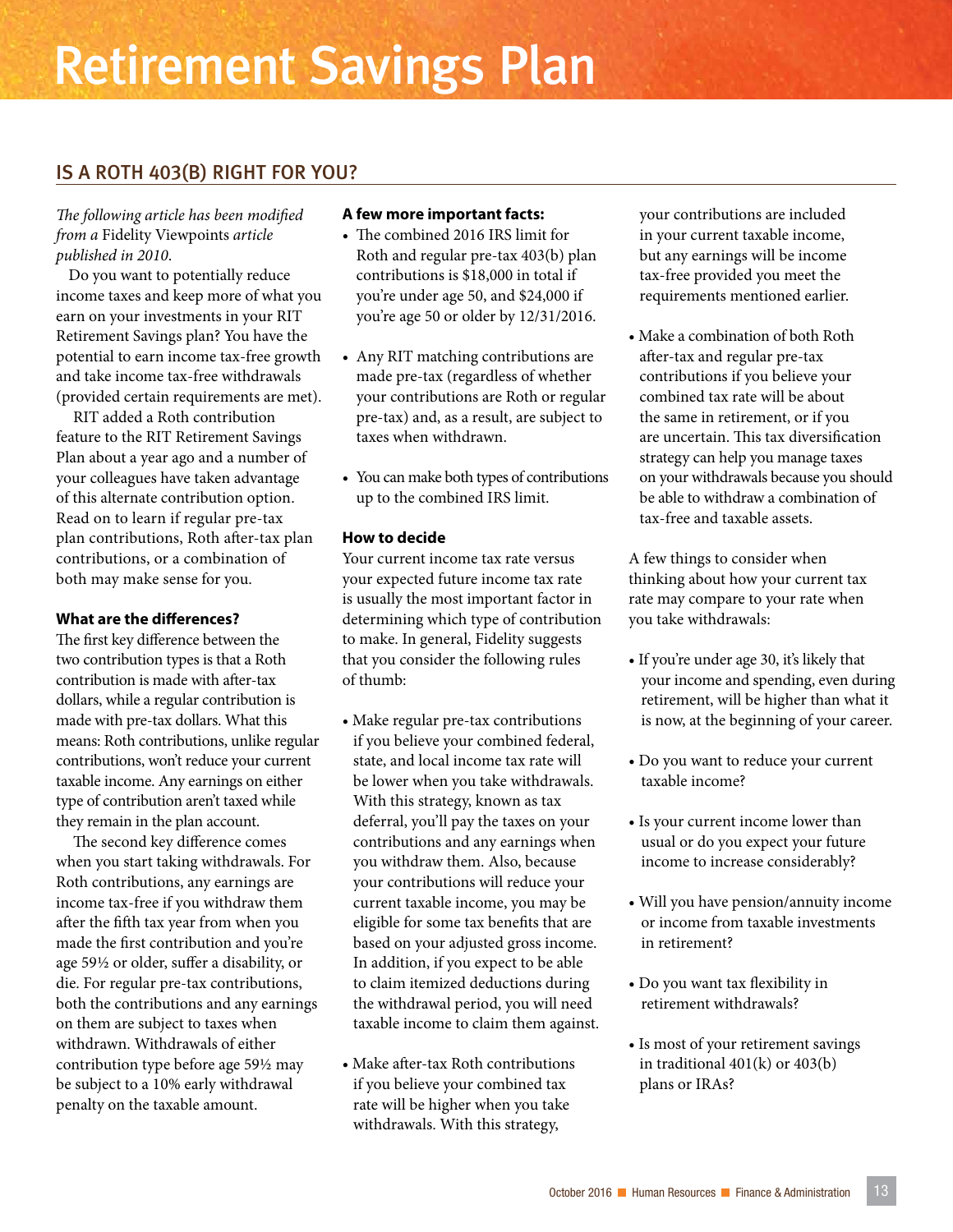# Retirement Savings Plan

## IS A ROTH 403(B) RIGHT FOR YOU?

*The following article has been modified from a* Fidelity Viewpoints *article published in 2010.*

Do you want to potentially reduce income taxes and keep more of what you earn on your investments in your RIT Retirement Savings plan? You have the potential to earn income tax-free growth and take income tax-free withdrawals (provided certain requirements are met).

RIT added a Roth contribution feature to the RIT Retirement Savings Plan about a year ago and a number of your colleagues have taken advantage of this alternate contribution option. Read on to learn if regular pre-tax plan contributions, Roth after-tax plan contributions, or a combination of both may make sense for you.

### What are the differences?

The first key difference between the two contribution types is that a Roth contribution is made with after-tax dollars, while a regular contribution is made with pre-tax dollars. What this means: Roth contributions, unlike regular contributions, won't reduce your current taxable income. Any earnings on either type of contribution aren't taxed while they remain in the plan account.

The second key difference comes when you start taking withdrawals. For Roth contributions, any earnings are income tax-free if you withdraw them after the fifth tax year from when you made the first contribution and you're age 59½ or older, suffer a disability, or die. For regular pre-tax contributions, both the contributions and any earnings on them are subject to taxes when withdrawn. Withdrawals of either contribution type before age 59½ may be subject to a 10% early withdrawal penalty on the taxable amount.

### A few more important facts:

- The combined 2016 IRS limit for Roth and regular pre-tax 403(b) plan contributions is $18,000 in total if you're under age 50, and $24,000 if you're age 50 or older by 12/31/2016.
- Any RIT matching contributions are made pre-tax (regardless of whether your contributions are Roth or regular pre-tax) and, as a result, are subject to taxes when withdrawn.
- You can make both types of contributions up to the combined IRS limit.

### How to decide

Your current income tax rate versus your expected future income tax rate is usually the most important factor in determining which type of contribution to make. In general, Fidelity suggests that you consider the following rules of thumb:

- Make regular pre-tax contributions if you believe your combined federal, state, and local income tax rate will be lower when you take withdrawals. With this strategy, known as tax deferral, you'll pay the taxes on your contributions and any earnings when you withdraw them. Also, because your contributions will reduce your current taxable income, you may be eligible for some tax benefits that are based on your adjusted gross income. In addition, if you expect to be able to claim itemized deductions during the withdrawal period, you will need taxable income to claim them against.
- Make after-tax Roth contributions if you believe your combined tax rate will be higher when you take withdrawals. With this strategy, your contributions are included in your current taxable income, but any earnings will be income tax-free provided you meet the requirements mentioned earlier.
- Make a combination of both Roth after-tax and regular pre-tax contributions if you believe your combined tax rate will be about the same in retirement, or if you are uncertain. This tax diversification strategy can help you manage taxes on your withdrawals because you should be able to withdraw a combination of tax-free and taxable assets.

A few things to consider when thinking about how your current tax rate may compare to your rate when you take withdrawals:

- If you're under age 30, it's likely that your income and spending, even during retirement, will be higher than what it is now, at the beginning of your career.
- Do you want to reduce your current taxable income?
- Is your current income lower than usual or do you expect your future income to increase considerably?
- Will you have pension/annuity income or income from taxable investments in retirement?
- Do you want tax flexibility in retirement withdrawals?
- Is most of your retirement savings in traditional 401(k) or 403(b) plans or IRAs?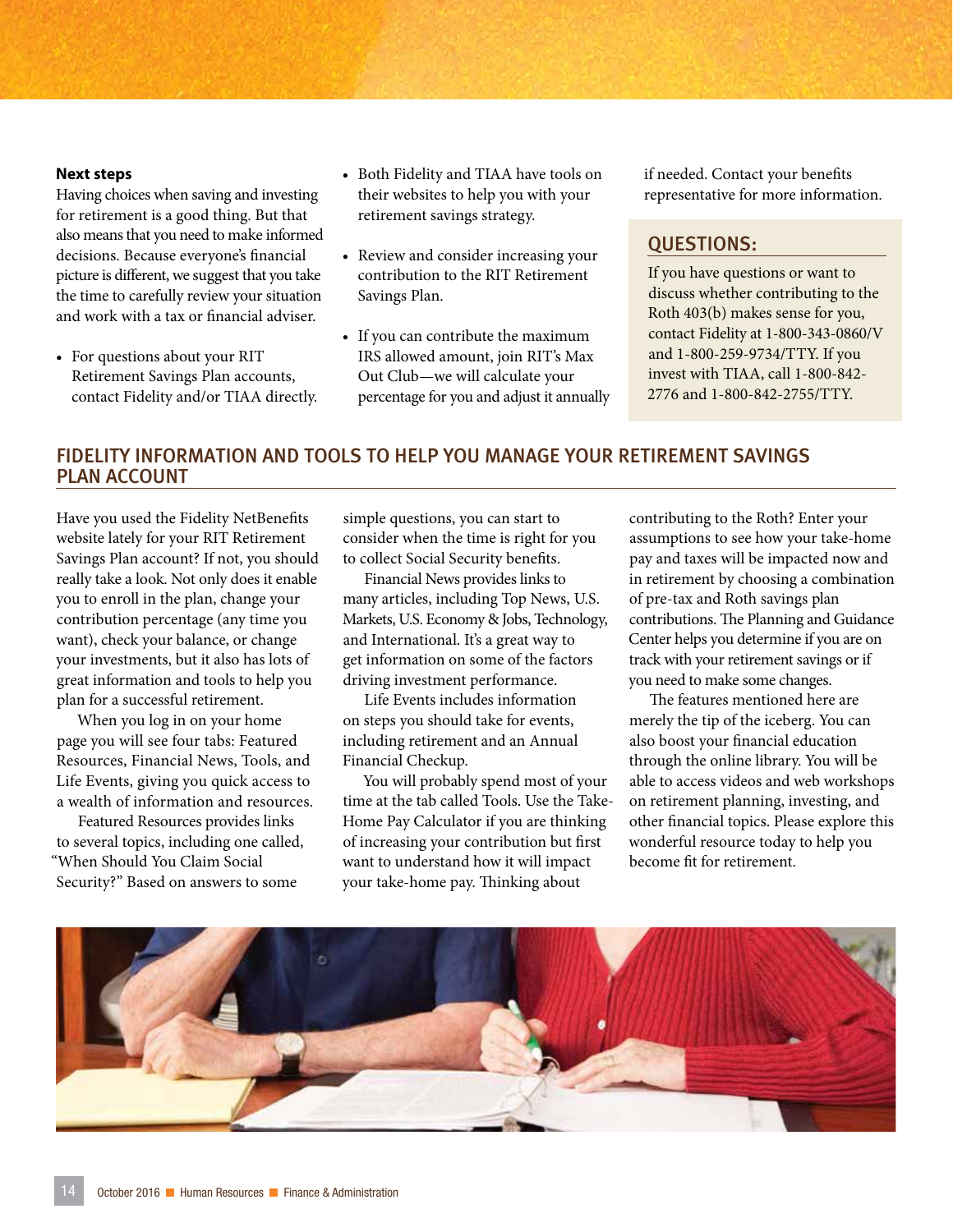**Next steps**

Having choices when saving and investing for retirement is a good thing. But that also means that you need to make informed decisions. Because everyone's financial picture is different, we suggest that you take the time to carefully review your situation and work with a tax or financial adviser.

- For questions about your RIT Retirement Savings Plan accounts, contact Fidelity and/or TIAA directly.
- Both Fidelity and TIAA have tools on their websites to help you with your retirement savings strategy.
- Review and consider increasing your contribution to the RIT Retirement Savings Plan.
- If you can contribute the maximum IRS allowed amount, join RIT's Max Out Club—we will calculate your percentage for you and adjust it annually if needed. Contact your benefits representative for more information.

## QUESTIONS:

If you have questions or want to discuss whether contributing to the Roth 403(b) makes sense for you, contact Fidelity at 1-800-343-0860/V and 1-800-259-9734/TTY. If you invest with TIAA, call 1-800-842-2776 and 1-800-842-2755/TTY.

## FIDELITY INFORMATION AND TOOLS TO HELP YOU MANAGE YOUR RETIREMENT SAVINGS PLAN ACCOUNT

Have you used the Fidelity NetBenefits website lately for your RIT Retirement Savings Plan account? If not, you should really take a look. Not only does it enable you to enroll in the plan, change your contribution percentage (any time you want), check your balance, or change your investments, but it also has lots of great information and tools to help you plan for a successful retirement.

When you log in on your home page you will see four tabs: Featured Resources, Financial News, Tools, and Life Events, giving you quick access to a wealth of information and resources.

Featured Resources provides links to several topics, including one called, "When Should You Claim Social Security?" Based on answers to some simple questions, you can start to consider when the time is right for you to collect Social Security benefits.

Financial News provides links to many articles, including Top News, U.S. Markets, U.S. Economy & Jobs, Technology, and International. It's a great way to get information on some of the factors driving investment performance.

Life Events includes information on steps you should take for events, including retirement and an Annual Financial Checkup.

You will probably spend most of your time at the tab called Tools. Use the Take-Home Pay Calculator if you are thinking of increasing your contribution but first want to understand how it will impact your take-home pay. Thinking about contributing to the Roth? Enter your assumptions to see how your take-home pay and taxes will be impacted now and in retirement by choosing a combination of pre-tax and Roth savings plan contributions. The Planning and Guidance Center helps you determine if you are on track with your retirement savings or if you need to make some changes.

The features mentioned here are merely the tip of the iceberg. You can also boost your financial education through the online library. You will be able to access videos and web workshops on retirement planning, investing, and other financial topics. Please explore this wonderful resource today to help you become fit for retirement.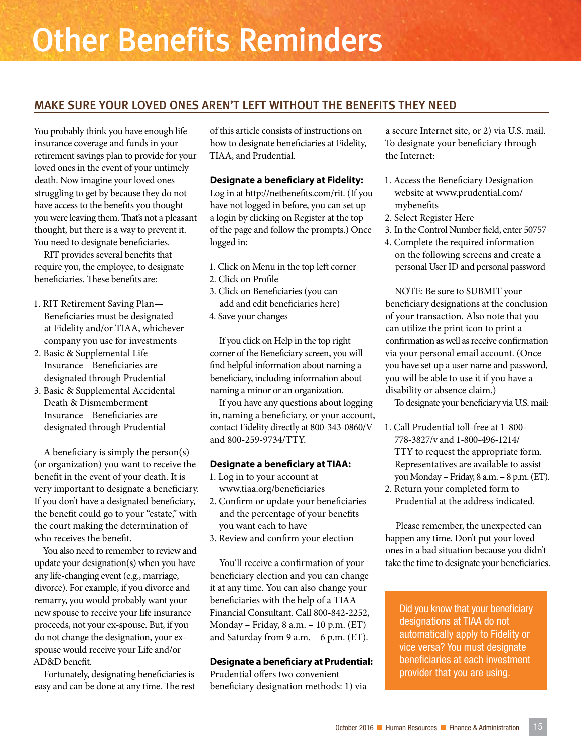# Other Benefits Reminders

## MAKE SURE YOUR LOVED ONES AREN'T LEFT WITHOUT THE BENEFITS THEY NEED

You probably think you have enough life insurance coverage and funds in your retirement savings plan to provide for your loved ones in the event of your untimely death. Now imagine your loved ones struggling to get by because they do not have access to the benefits you thought you were leaving them. That's not a pleasant thought, but there is a way to prevent it. You need to designate beneficiaries.

RIT provides several benefits that require you, the employee, to designate beneficiaries. These benefits are:

1. RIT Retirement Saving Plan—Beneficiaries must be designated at Fidelity and/or TIAA, whichever company you use for investments
2. Basic & Supplemental Life Insurance—Beneficiaries are designated through Prudential
3. Basic & Supplemental Accidental Death & Dismemberment Insurance—Beneficiaries are designated through Prudential

A beneficiary is simply the person(s) (or organization) you want to receive the benefit in the event of your death. It is very important to designate a beneficiary. If you don't have a designated beneficiary, the benefit could go to your "estate," with the court making the determination of who receives the benefit.

You also need to remember to review and update your designation(s) when you have any life-changing event (e.g., marriage, divorce). For example, if you divorce and remarry, you would probably want your new spouse to receive your life insurance proceeds, not your ex-spouse. But, if you do not change the designation, your ex-spouse would receive your Life and/or AD&D benefit.

Fortunately, designating beneficiaries is easy and can be done at any time. The rest of this article consists of instructions on how to designate beneficiaries at Fidelity, TIAA, and Prudential.

**Designate a beneficiary at Fidelity:** Log in at http://netbenefits.com/rit. (If you have not logged in before, you can set up a login by clicking on Register at the top of the page and follow the prompts.) Once logged in:

1. Click on Menu in the top left corner
2. Click on Profile
3. Click on Beneficiaries (you can add and edit beneficiaries here)
4. Save your changes

If you click on Help in the top right corner of the Beneficiary screen, you will find helpful information about naming a beneficiary, including information about naming a minor or an organization.

If you have any questions about logging in, naming a beneficiary, or your account, contact Fidelity directly at 800-343-0860/V and 800-259-9734/TTY.

**Designate a beneficiary at TIAA:**

1. Log in to your account at www.tiaa.org/beneficiaries
2. Confirm or update your beneficiaries and the percentage of your benefits you want each to have
3. Review and confirm your election

You'll receive a confirmation of your beneficiary election and you can change it at any time. You can also change your beneficiaries with the help of a TIAA Financial Consultant. Call 800-842-2252, Monday – Friday, 8 a.m. – 10 p.m. (ET) and Saturday from 9 a.m. – 6 p.m. (ET).

**Designate a beneficiary at Prudential:** Prudential offers two convenient beneficiary designation methods: 1) via a secure Internet site, or 2) via U.S. mail. To designate your beneficiary through the Internet:

1. Access the Beneficiary Designation website at www.prudential.com/mybenefits
2. Select Register Here
3. In the Control Number field, enter 50757
4. Complete the required information on the following screens and create a personal User ID and personal password

NOTE: Be sure to SUBMIT your beneficiary designations at the conclusion of your transaction. Also note that you can utilize the print icon to print a confirmation as well as receive confirmation via your personal email account. (Once you have set up a user name and password, you will be able to use it if you have a disability or absence claim.)

To designate your beneficiary via U.S. mail:

1. Call Prudential toll-free at 1-800-778-3827/v and 1-800-496-1214/TTY to request the appropriate form. Representatives are available to assist you Monday – Friday, 8 a.m. – 8 p.m. (ET).
2. Return your completed form to Prudential at the address indicated.

Please remember, the unexpected can happen any time. Don't put your loved ones in a bad situation because you didn't take the time to designate your beneficiaries.

Did you know that your beneficiary designations at TIAA do not automatically apply to Fidelity or vice versa? You must designate beneficiaries at each investment provider that you are using.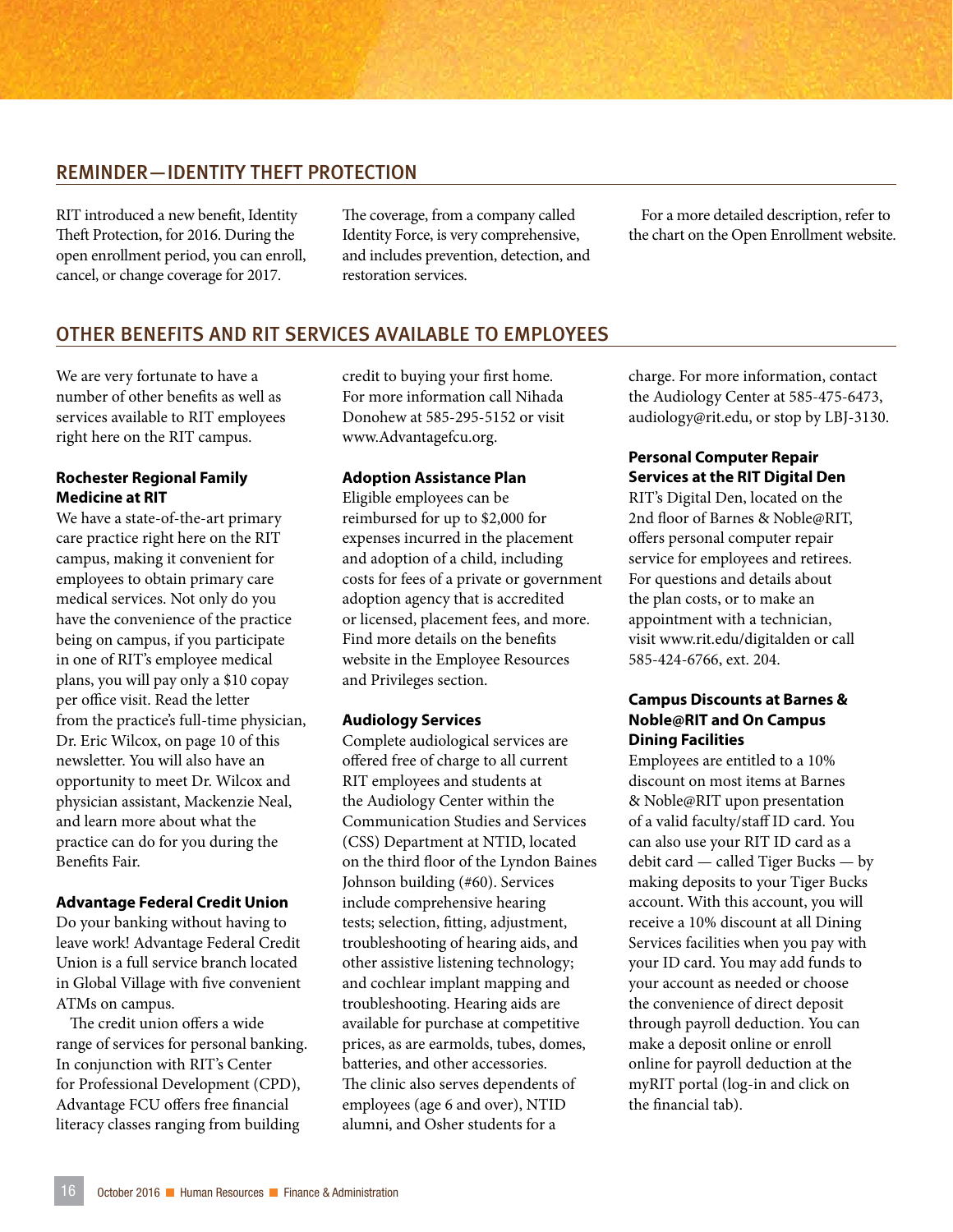## REMINDER—IDENTITY THEFT PROTECTION

RIT introduced a new benefit, Identity Theft Protection, for 2016. During the open enrollment period, you can enroll, cancel, or change coverage for 2017.

The coverage, from a company called Identity Force, is very comprehensive, and includes prevention, detection, and restoration services.

For a more detailed description, refer to the chart on the Open Enrollment website.

## OTHER BENEFITS AND RIT SERVICES AVAILABLE TO EMPLOYEES

We are very fortunate to have a number of other benefits as well as services available to RIT employees right here on the RIT campus.

### Rochester Regional Family Medicine at RIT

We have a state-of-the-art primary care practice right here on the RIT campus, making it convenient for employees to obtain primary care medical services. Not only do you have the convenience of the practice being on campus, if you participate in one of RIT's employee medical plans, you will pay only a $10 copay per office visit. Read the letter from the practice's full-time physician, Dr. Eric Wilcox, on page 10 of this newsletter. You will also have an opportunity to meet Dr. Wilcox and physician assistant, Mackenzie Neal, and learn more about what the practice can do for you during the Benefits Fair.

### Advantage Federal Credit Union

Do your banking without having to leave work! Advantage Federal Credit Union is a full service branch located in Global Village with five convenient ATMs on campus.

The credit union offers a wide range of services for personal banking. In conjunction with RIT's Center for Professional Development (CPD), Advantage FCU offers free financial literacy classes ranging from building credit to buying your first home. For more information call Nihada Donohew at 585-295-5152 or visit www.Advantagefcu.org.

### Adoption Assistance Plan

Eligible employees can be reimbursed for up to $2,000 for expenses incurred in the placement and adoption of a child, including costs for fees of a private or government adoption agency that is accredited or licensed, placement fees, and more. Find more details on the benefits website in the Employee Resources and Privileges section.

### Audiology Services

Complete audiological services are offered free of charge to all current RIT employees and students at the Audiology Center within the Communication Studies and Services (CSS) Department at NTID, located on the third floor of the Lyndon Baines Johnson building (#60). Services include comprehensive hearing tests; selection, fitting, adjustment, troubleshooting of hearing aids, and other assistive listening technology; and cochlear implant mapping and troubleshooting. Hearing aids are available for purchase at competitive prices, as are earmolds, tubes, domes, batteries, and other accessories. The clinic also serves dependents of employees (age 6 and over), NTID alumni, and Osher students for a charge. For more information, contact the Audiology Center at 585-475-6473, audiology@rit.edu, or stop by LBJ-3130.

### Personal Computer Repair Services at the RIT Digital Den

RIT's Digital Den, located on the 2nd floor of Barnes & Noble@RIT, offers personal computer repair service for employees and retirees. For questions and details about the plan costs, or to make an appointment with a technician, visit www.rit.edu/digitalden or call 585-424-6766, ext. 204.

### Campus Discounts at Barnes & Noble@RIT and On Campus Dining Facilities

Employees are entitled to a 10% discount on most items at Barnes & Noble@RIT upon presentation of a valid faculty/staff ID card. You can also use your RIT ID card as a debit card — called Tiger Bucks — by making deposits to your Tiger Bucks account. With this account, you will receive a 10% discount at all Dining Services facilities when you pay with your ID card. You may add funds to your account as needed or choose the convenience of direct deposit through payroll deduction. You can make a deposit online or enroll online for payroll deduction at the myRIT portal (log-in and click on the financial tab).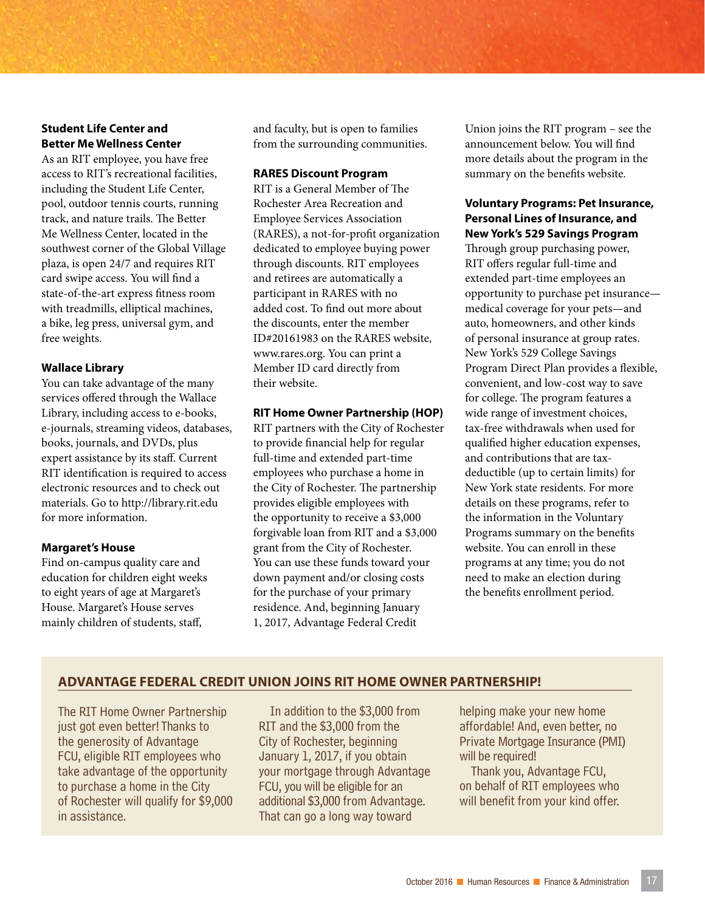### Student Life Center and Better Me Wellness Center

As an RIT employee, you have free access to RIT's recreational facilities, including the Student Life Center, pool, outdoor tennis courts, running track, and nature trails. The Better Me Wellness Center, located in the southwest corner of the Global Village plaza, is open 24/7 and requires RIT card swipe access. You will find a state-of-the-art express fitness room with treadmills, elliptical machines, a bike, leg press, universal gym, and free weights.

### Wallace Library

You can take advantage of the many services offered through the Wallace Library, including access to e-books, e-journals, streaming videos, databases, books, journals, and DVDs, plus expert assistance by its staff. Current RIT identification is required to access electronic resources and to check out materials. Go to http://library.rit.edu for more information.

### Margaret's House

Find on-campus quality care and education for children eight weeks to eight years of age at Margaret's House. Margaret's House serves mainly children of students, staff, and faculty, but is open to families from the surrounding communities.

### RARES Discount Program

RIT is a General Member of The Rochester Area Recreation and Employee Services Association (RARES), a not-for-profit organization dedicated to employee buying power through discounts. RIT employees and retirees are automatically a participant in RARES with no added cost. To find out more about the discounts, enter the member ID#20161983 on the RARES website, www.rares.org. You can print a Member ID card directly from their website.

### RIT Home Owner Partnership (HOP)

RIT partners with the City of Rochester to provide financial help for regular full-time and extended part-time employees who purchase a home in the City of Rochester. The partnership provides eligible employees with the opportunity to receive a $3,000 forgivable loan from RIT and a $3,000 grant from the City of Rochester. You can use these funds toward your down payment and/or closing costs for the purchase of your primary residence. And, beginning January 1, 2017, Advantage Federal Credit Union joins the RIT program – see the announcement below. You will find more details about the program in the summary on the benefits website.

### Voluntary Programs: Pet Insurance, Personal Lines of Insurance, and New York's 529 Savings Program

Through group purchasing power, RIT offers regular full-time and extended part-time employees an opportunity to purchase pet insurance—medical coverage for your pets—and auto, homeowners, and other kinds of personal insurance at group rates. New York's 529 College Savings Program Direct Plan provides a flexible, convenient, and low-cost way to save for college. The program features a wide range of investment choices, tax-free withdrawals when used for qualified higher education expenses, and contributions that are tax-deductible (up to certain limits) for New York state residents. For more details on these programs, refer to the information in the Voluntary Programs summary on the benefits website. You can enroll in these programs at any time; you do not need to make an election during the benefits enrollment period.

## ADVANTAGE FEDERAL CREDIT UNION JOINS RIT HOME OWNER PARTNERSHIP!

The RIT Home Owner Partnership just got even better! Thanks to the generosity of Advantage FCU, eligible RIT employees who take advantage of the opportunity to purchase a home in the City of Rochester will qualify for $9,000 in assistance.

In addition to the $3,000 from RIT and the $3,000 from the City of Rochester, beginning January 1, 2017, if you obtain your mortgage through Advantage FCU, you will be eligible for an additional $3,000 from Advantage. That can go a long way toward helping make your new home affordable! And, even better, no Private Mortgage Insurance (PMI) will be required!

Thank you, Advantage FCU, on behalf of RIT employees who will benefit from your kind offer.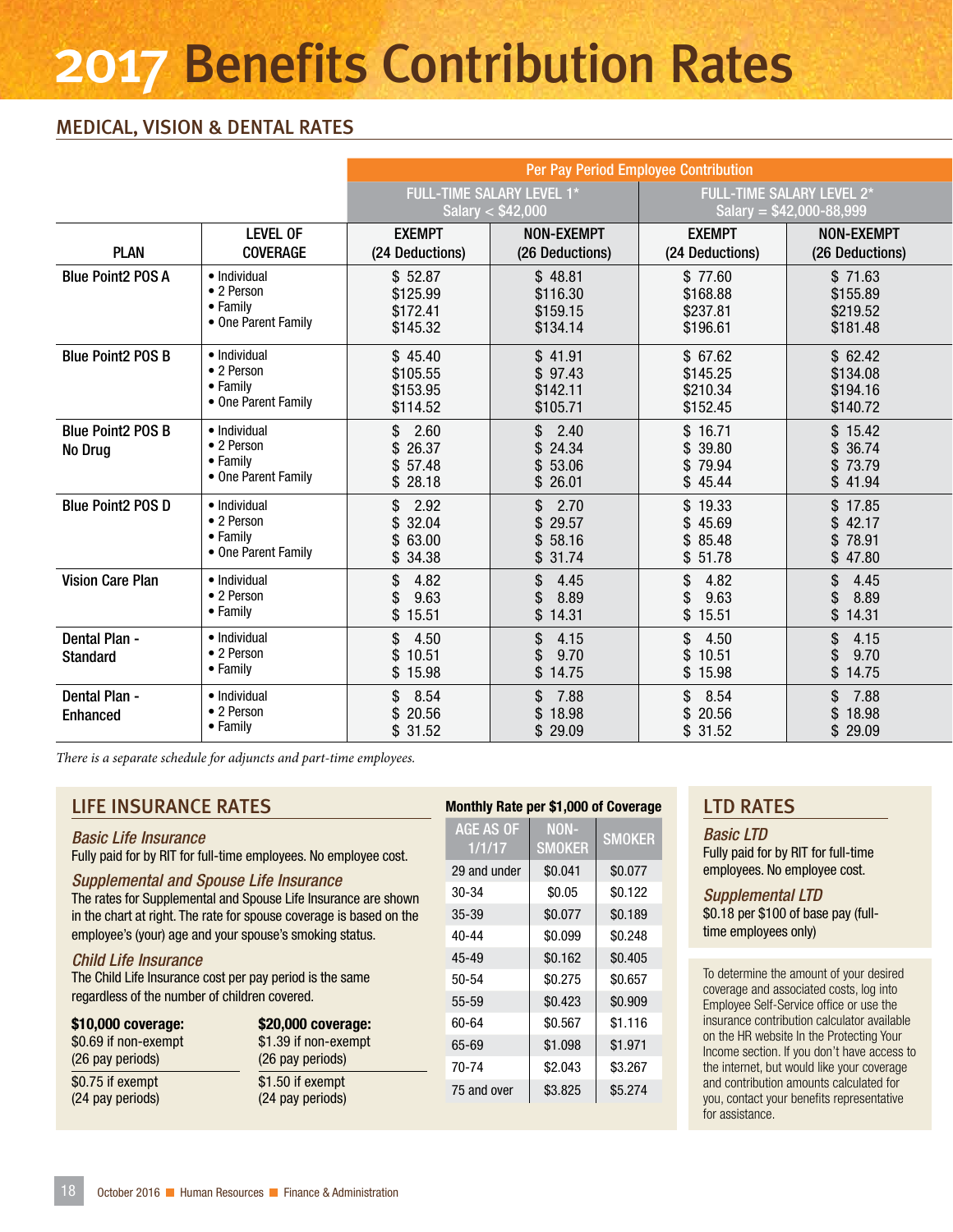# 2017 Benefits Contribution Rates

## MEDICAL, VISION & DENTAL RATES

| | | Per Pay Period Employee Contribution | | | |
|---|---|---|---|---|---|
| | | FULL-TIME SALARY LEVEL 1* Salary < $42,000 | | FULL-TIME SALARY LEVEL 2* Salary = $42,000-88,999 | |
| PLAN | LEVEL OF COVERAGE | EXEMPT (24 Deductions) | NON-EXEMPT (26 Deductions) | EXEMPT (24 Deductions) | NON-EXEMPT (26 Deductions) |
| Blue Point2 POS A | • Individual | $ 52.87 | $ 48.81 | $ 77.60 | $ 71.63 |
| | • 2 Person | $125.99 | $116.30 | $168.88 | $155.89 |
| | • Family | $172.41 | $159.15 | $237.81 | $219.52 |
| | • One Parent Family | $145.32 | $134.14 | $196.61 | $181.48 |
| Blue Point2 POS B | • Individual | $ 45.40 | $ 41.91 | $ 67.62 | $ 62.42 |
| | • 2 Person | $105.55 | $ 97.43 | $145.25 | $134.08 |
| | • Family | $153.95 | $142.11 | $210.34 | $194.16 |
| | • One Parent Family | $114.52 | $105.71 | $152.45 | $140.72 |
| Blue Point2 POS B No Drug | • Individual | $ 2.60 | $ 2.40 | $ 16.71 | $ 15.42 |
| | • 2 Person | $ 26.37 | $ 24.34 | $ 39.80 | $ 36.74 |
| | • Family | $ 57.48 | $ 53.06 | $ 79.94 | $ 73.79 |
| | • One Parent Family | $ 28.18 | $ 26.01 | $ 45.44 | $ 41.94 |
| Blue Point2 POS D | • Individual | $ 2.92 | $ 2.70 | $ 19.33 | $ 17.85 |
| | • 2 Person | $ 32.04 | $ 29.57 | $ 45.69 | $ 42.17 |
| | • Family | $ 63.00 | $ 58.16 | $ 85.48 | $ 78.91 |
| | • One Parent Family | $ 34.38 | $ 31.74 | $ 51.78 | $ 47.80 |
| Vision Care Plan | • Individual | $ 4.82 | $ 4.45 | $ 4.82 | $ 4.45 |
| | • 2 Person | $ 9.63 | $ 8.89 | $ 9.63 | $ 8.89 |
| | • Family | $ 15.51 | $ 14.31 | $ 15.51 | $ 14.31 |
| Dental Plan - Standard | • Individual | $ 4.50 | $ 4.15 | $ 4.50 | $ 4.15 |
| | • 2 Person | $ 10.51 | $ 9.70 | $ 10.51 | $ 9.70 |
| | • Family | $ 15.98 | $ 14.75 | $ 15.98 | $ 14.75 |
| Dental Plan - Enhanced | • Individual | $ 8.54 | $ 7.88 | $ 8.54 | $ 7.88 |
| | • 2 Person | $ 20.56 | $ 18.98 | $ 20.56 | $ 18.98 |
| | • Family | $ 31.52 | $ 29.09 | $ 31.52 | $ 29.09 |

*There is a separate schedule for adjuncts and part-time employees.*

## LIFE INSURANCE RATES

### *Basic Life Insurance*

Fully paid for by RIT for full-time employees. No employee cost.

### *Supplemental and Spouse Life Insurance*

The rates for Supplemental and Spouse Life Insurance are shown in the chart at right. The rate for spouse coverage is based on the employee's (your) age and your spouse's smoking status.

### *Child Life Insurance*

The Child Life Insurance cost per pay period is the same regardless of the number of children covered.

**$10,000 coverage:**
$0.69 if non-exempt (26 pay periods)
$0.75 if exempt (24 pay periods)

**$20,000 coverage:**
$1.39 if non-exempt (26 pay periods)
$1.50 if exempt (24 pay periods)

**Monthly Rate per $1,000 of Coverage**

| AGE AS OF 1/1/17 | NON-SMOKER | SMOKER |
|---|---|---|
| 29 and under | $0.041 | $0.077 |
| 30-34 | $0.05 | $0.122 |
| 35-39 | $0.077 | $0.189 |
| 40-44 | $0.099 | $0.248 |
| 45-49 | $0.162 | $0.405 |
| 50-54 | $0.275 | $0.657 |
| 55-59 | $0.423 | $0.909 |
| 60-64 | $0.567 | $1.116 |
| 65-69 | $1.098 | $1.971 |
| 70-74 | $2.043 | $3.267 |
| 75 and over | $3.825 | $5.274 |

## LTD RATES

### *Basic LTD*

Fully paid for by RIT for full-time employees. No employee cost.

### *Supplemental LTD*

$0.18 per $100 of base pay (full-time employees only)

To determine the amount of your desired coverage and associated costs, log into Employee Self-Service office or use the insurance contribution calculator available on the HR website In the Protecting Your Income section. If you don't have access to the internet, but would like your coverage and contribution amounts calculated for you, contact your benefits representative for assistance.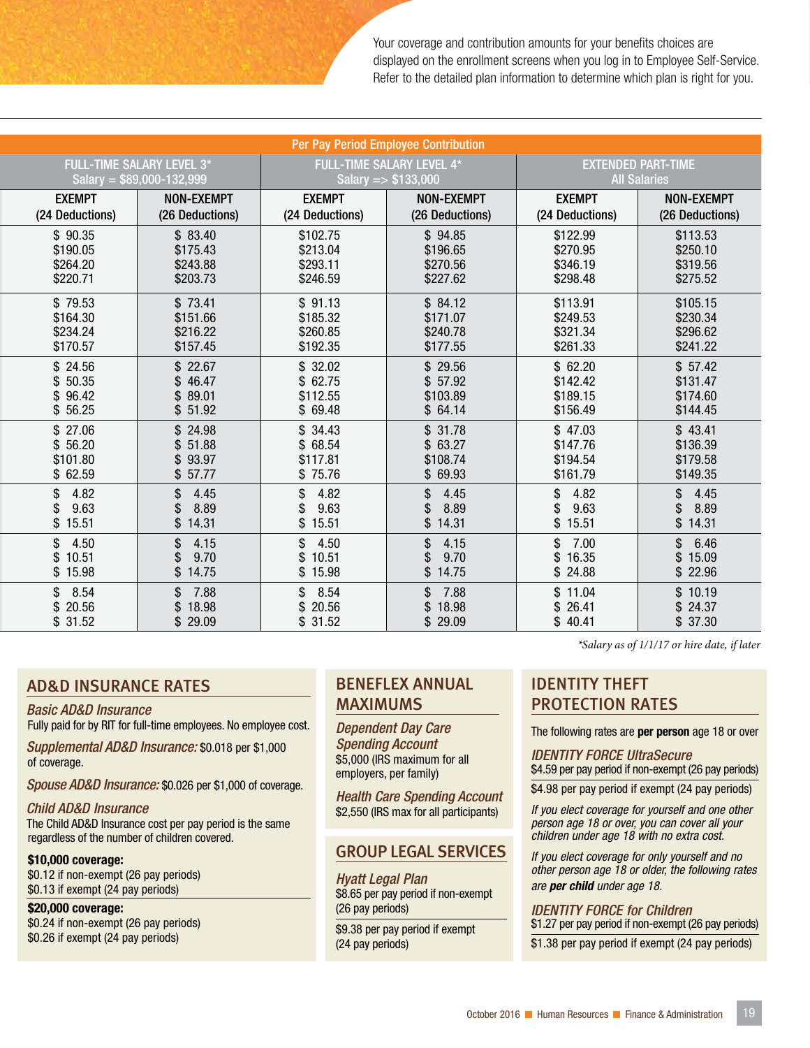Your coverage and contribution amounts for your benefits choices are displayed on the enrollment screens when you log in to Employee Self-Service. Refer to the detailed plan information to determine which plan is right for you.

| Per Pay Period Employee Contribution | | | | | |
|---|---|---|---|---|---|
| FULL-TIME SALARY LEVEL 3* Salary = $89,000-132,999 | | FULL-TIME SALARY LEVEL 4* Salary => $133,000 | | EXTENDED PART-TIME All Salaries | |
| EXEMPT (24 Deductions) | NON-EXEMPT (26 Deductions) | EXEMPT (24 Deductions) | NON-EXEMPT (26 Deductions) | EXEMPT (24 Deductions) | NON-EXEMPT (26 Deductions) |
| $ 90.35 | $ 83.40 | $102.75 | $ 94.85 | $122.99 | $113.53 |
| $190.05 | $175.43 | $213.04 | $196.65 | $270.95 | $250.10 |
| $264.20 | $243.88 | $293.11 | $270.56 | $346.19 | $319.56 |
| $220.71 | $203.73 | $246.59 | $227.62 | $298.48 | $275.52 |
| $ 79.53 | $ 73.41 | $ 91.13 | $ 84.12 | $113.91 | $105.15 |
| $164.30 | $151.66 | $185.32 | $171.07 | $249.53 | $230.34 |
| $234.24 | $216.22 | $260.85 | $240.78 | $321.34 | $296.62 |
| $170.57 | $157.45 | $192.35 | $177.55 | $261.33 | $241.22 |
| $ 24.56 | $ 22.67 | $ 32.02 | $ 29.56 | $ 62.20 | $ 57.42 |
| $ 50.35 | $ 46.47 | $ 62.75 | $ 57.92 | $142.42 | $131.47 |
| $ 96.42 | $ 89.01 | $112.55 | $103.89 | $189.15 | $174.60 |
| $ 56.25 | $ 51.92 | $ 69.48 | $ 64.14 | $156.49 | $144.45 |
| $ 27.06 | $ 24.98 | $ 34.43 | $ 31.78 | $ 47.03 | $ 43.41 |
| $ 56.20 | $ 51.88 | $ 68.54 | $ 63.27 | $147.76 | $136.39 |
| $101.80 | $ 93.97 | $117.81 | $108.74 | $194.54 | $179.58 |
| $ 62.59 | $ 57.77 | $ 75.76 | $ 69.93 | $161.79 | $149.35 |
| $ 4.82 | $ 4.45 | $ 4.82 | $ 4.45 | $ 4.82 | $ 4.45 |
| $ 9.63 | $ 8.89 | $ 9.63 | $ 8.89 | $ 9.63 | $ 8.89 |
| $ 15.51 | $ 14.31 | $ 15.51 | $ 14.31 | $ 15.51 | $ 14.31 |
| $ 4.50 | $ 4.15 | $ 4.50 | $ 4.15 | $ 7.00 | $ 6.46 |
| $ 10.51 | $ 9.70 | $ 10.51 | $ 9.70 | $ 16.35 | $ 15.09 |
| $ 15.98 | $ 14.75 | $ 15.98 | $ 14.75 | $ 24.88 | $ 22.96 |
| $ 8.54 | $ 7.88 | $ 8.54 | $ 7.88 | $ 11.04 | $ 10.19 |
| $ 20.56 | $ 18.98 | $ 20.56 | $ 18.98 | $ 26.41 | $ 24.37 |
| $ 31.52 | $ 29.09 | $ 31.52 | $ 29.09 | $ 40.41 | $ 37.30 |

*Salary as of 1/1/17 or hire date, if later*

## AD&D INSURANCE RATES

***Basic AD&D Insurance***
Fully paid for by RIT for full-time employees. No employee cost.

***Supplemental AD&D Insurance:*** $0.018 per $1,000 of coverage.

***Spouse AD&D Insurance:*** $0.026 per $1,000 of coverage.

***Child AD&D Insurance***
The Child AD&D Insurance cost per pay period is the same regardless of the number of children covered.

**$10,000 coverage:**
$0.12 if non-exempt (26 pay periods)
$0.13 if exempt (24 pay periods)

**$20,000 coverage:**
$0.24 if non-exempt (26 pay periods)
$0.26 if exempt (24 pay periods)

## BENEFLEX ANNUAL MAXIMUMS

***Dependent Day Care Spending Account***
$5,000 (IRS maximum for all employers, per family)

***Health Care Spending Account***
$2,550 (IRS max for all participants)

## GROUP LEGAL SERVICES

***Hyatt Legal Plan***
$8.65 per pay period if non-exempt (26 pay periods)

$9.38 per pay period if exempt (24 pay periods)

## IDENTITY THEFT PROTECTION RATES

The following rates are **per person** age 18 or over

***IDENTITY FORCE UltraSecure***
$4.59 per pay period if non-exempt (26 pay periods)

$4.98 per pay period if exempt (24 pay periods)

*If you elect coverage for yourself and one other person age 18 or over, you can cover all your children under age 18 with no extra cost.*

*If you elect coverage for only yourself and no other person age 18 or older, the following rates are **per child** under age 18.*

***IDENTITY FORCE for Children***
$1.27 per pay period if non-exempt (26 pay periods)

$1.38 per pay period if exempt (24 pay periods)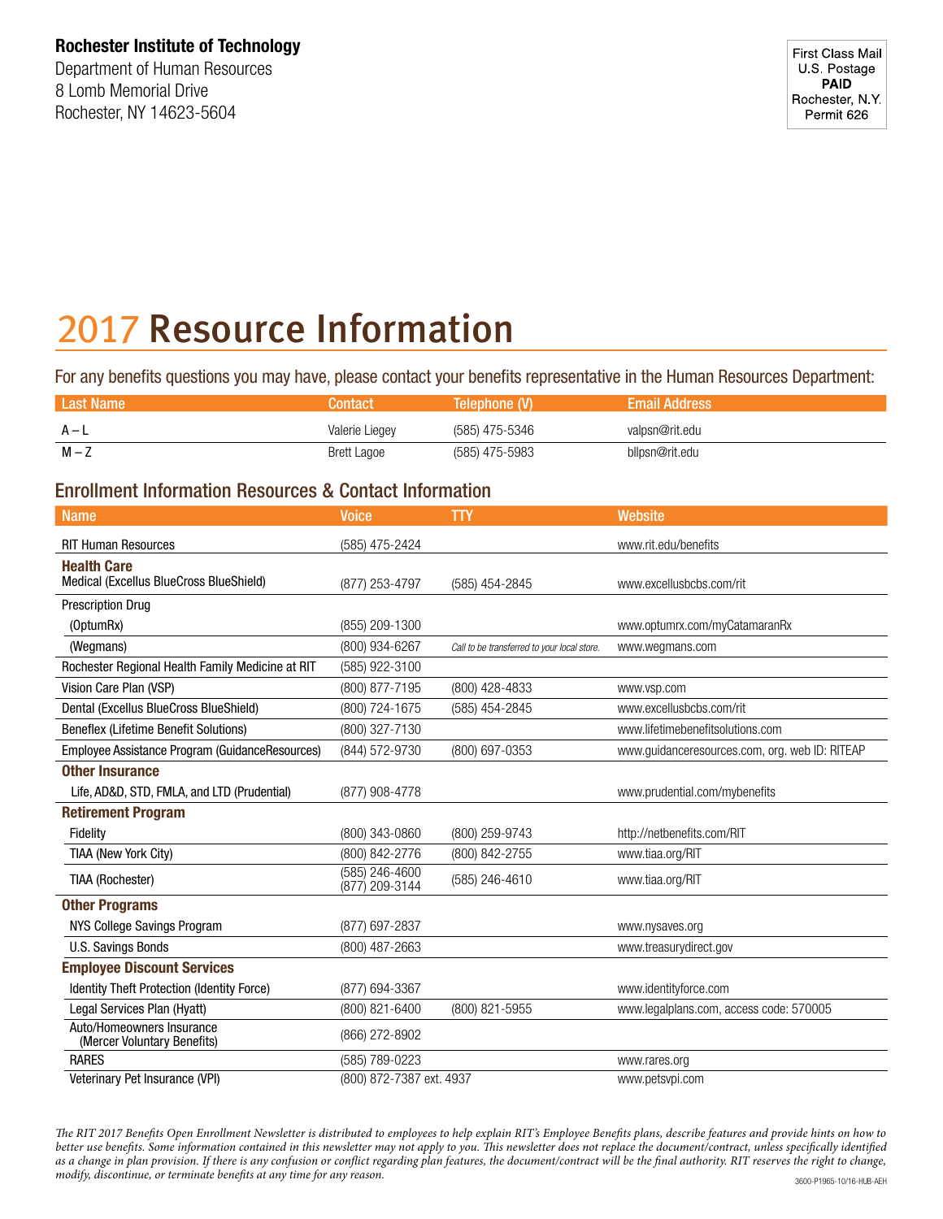**Rochester Institute of Technology**
Department of Human Resources
8 Lomb Memorial Drive
Rochester, NY 14623-5604

First Class Mail
U.S. Postage
**PAID**
Rochester, N.Y.
Permit 626

# 2017 Resource Information

For any benefits questions you may have, please contact your benefits representative in the Human Resources Department:

| Last Name | Contact | Telephone (V) | Email Address |
|---|---|---|---|
| A – L | Valerie Liegey | (585) 475-5346 | valpsn@rit.edu |
| M – Z | Brett Lagoe | (585) 475-5983 | bllpsn@rit.edu |

## Enrollment Information Resources & Contact Information

| Name | Voice | TTY | Website |
|---|---|---|---|
| RIT Human Resources | (585) 475-2424 | | www.rit.edu/benefits |
| **Health Care** | | | |
| Medical (Excellus BlueCross BlueShield) | (877) 253-4797 | (585) 454-2845 | www.excellusbcbs.com/rit |
| Prescription Drug | | | |
| (OptumRx) | (855) 209-1300 | | www.optumrx.com/myCatamaranRx |
| (Wegmans) | (800) 934-6267 | *Call to be transferred to your local store.* | www.wegmans.com |
| Rochester Regional Health Family Medicine at RIT | (585) 922-3100 | | |
| Vision Care Plan (VSP) | (800) 877-7195 | (800) 428-4833 | www.vsp.com |
| Dental (Excellus BlueCross BlueShield) | (800) 724-1675 | (585) 454-2845 | www.excellusbcbs.com/rit |
| Beneflex (Lifetime Benefit Solutions) | (800) 327-7130 | | www.lifetimebenefitsolutions.com |
| Employee Assistance Program (GuidanceResources) | (844) 572-9730 | (800) 697-0353 | www.guidanceresources.com, org. web ID: RITEAP |
| **Other Insurance** | | | |
| Life, AD&D, STD, FMLA, and LTD (Prudential) | (877) 908-4778 | | www.prudential.com/mybenefits |
| **Retirement Program** | | | |
| Fidelity | (800) 343-0860 | (800) 259-9743 | http://netbenefits.com/RIT |
| TIAA (New York City) | (800) 842-2776 | (800) 842-2755 | www.tiaa.org/RIT |
| TIAA (Rochester) | (585) 246-4600<br>(877) 209-3144 | (585) 246-4610 | www.tiaa.org/RIT |
| **Other Programs** | | | |
| NYS College Savings Program | (877) 697-2837 | | www.nysaves.org |
| U.S. Savings Bonds | (800) 487-2663 | | www.treasurydirect.gov |
| **Employee Discount Services** | | | |
| Identity Theft Protection (Identity Force) | (877) 694-3367 | | www.identityforce.com |
| Legal Services Plan (Hyatt) | (800) 821-6400 | (800) 821-5955 | www.legalplans.com, access code: 570005 |
| Auto/Homeowners Insurance (Mercer Voluntary Benefits) | (866) 272-8902 | | |
| RARES | (585) 789-0223 | | www.rares.org |
| Veterinary Pet Insurance (VPI) | (800) 872-7387 ext. 4937 | | www.petsvpi.com |

*The RIT 2017 Benefits Open Enrollment Newsletter is distributed to employees to help explain RIT's Employee Benefits plans, describe features and provide hints on how to better use benefits. Some information contained in this newsletter may not apply to you. This newsletter does not replace the document/contract, unless specifically identified as a change in plan provision. If there is any confusion or conflict regarding plan features, the document/contract will be the final authority. RIT reserves the right to change, modify, discontinue, or terminate benefits at any time for any reason.*

3600-P1965-10/16-HUB-AEH